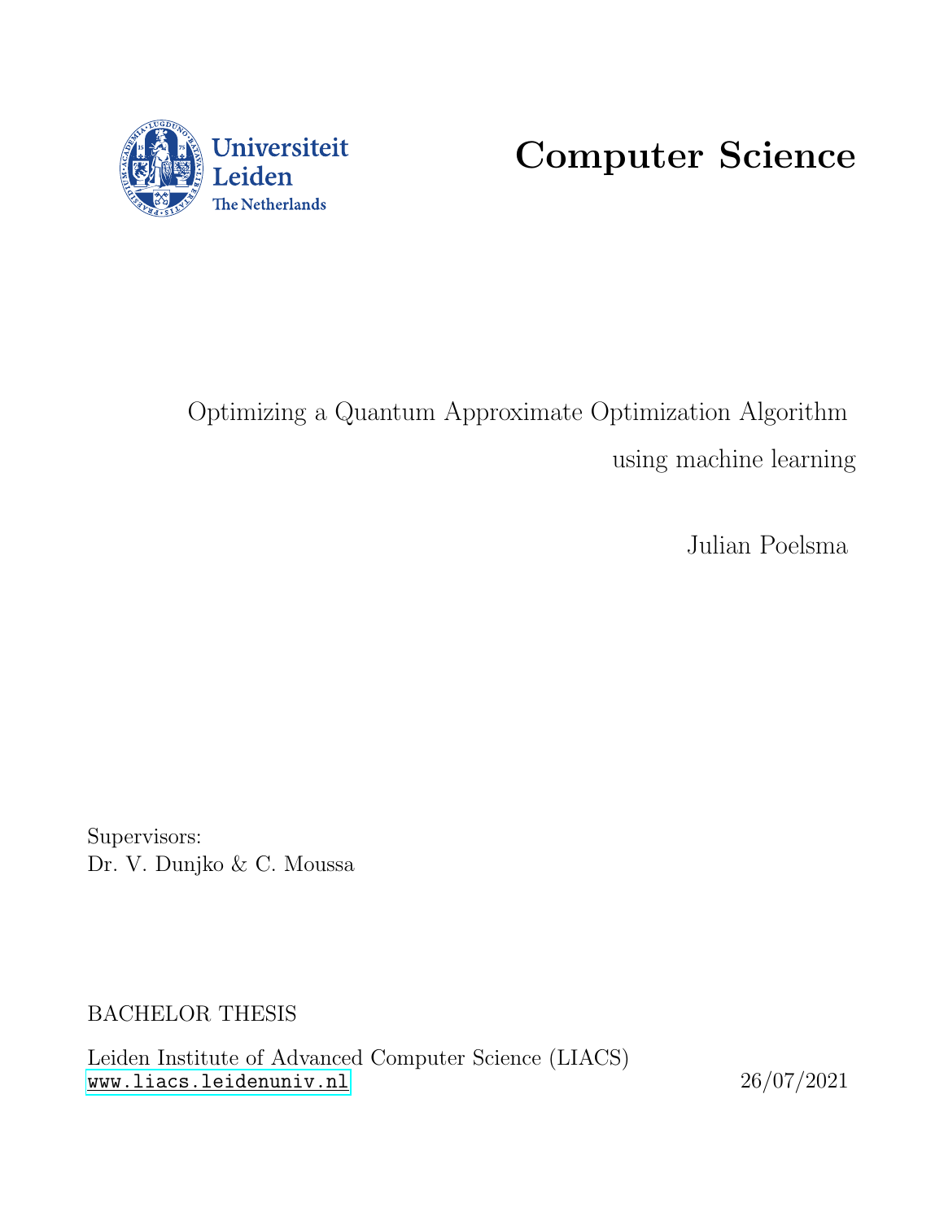Universiteit Leiden
The Netherlands

# Computer Science

Optimizing a Quantum Approximate Optimization Algorithm using machine learning

Julian Poelsma

Supervisors:
Dr. V. Dunjko & C. Moussa

BACHELOR THESIS

Leiden Institute of Advanced Computer Science (LIACS)
www.liacs.leidenuniv.nl

26/07/2021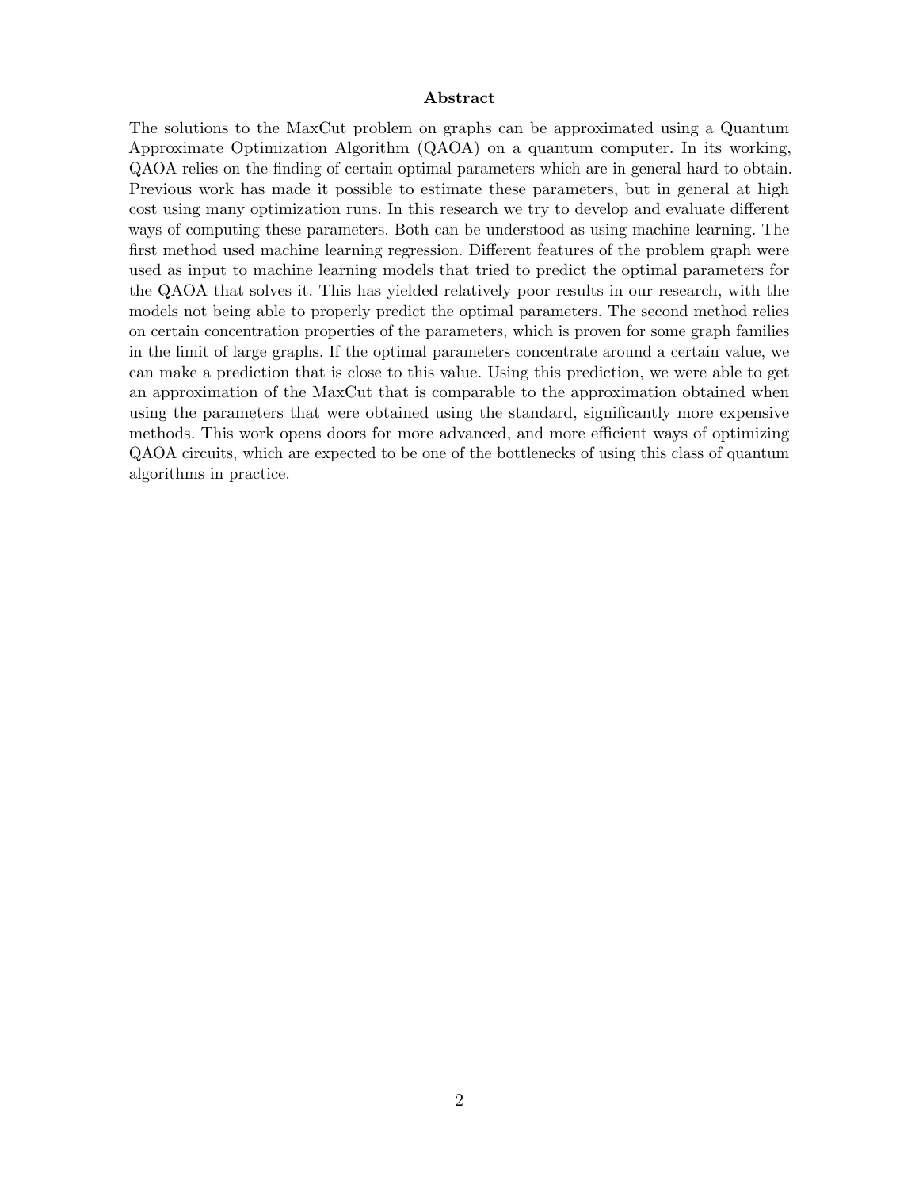## Abstract

The solutions to the MaxCut problem on graphs can be approximated using a Quantum Approximate Optimization Algorithm (QAOA) on a quantum computer. In its working, QAOA relies on the finding of certain optimal parameters which are in general hard to obtain. Previous work has made it possible to estimate these parameters, but in general at high cost using many optimization runs. In this research we try to develop and evaluate different ways of computing these parameters. Both can be understood as using machine learning. The first method used machine learning regression. Different features of the problem graph were used as input to machine learning models that tried to predict the optimal parameters for the QAOA that solves it. This has yielded relatively poor results in our research, with the models not being able to properly predict the optimal parameters. The second method relies on certain concentration properties of the parameters, which is proven for some graph families in the limit of large graphs. If the optimal parameters concentrate around a certain value, we can make a prediction that is close to this value. Using this prediction, we were able to get an approximation of the MaxCut that is comparable to the approximation obtained when using the parameters that were obtained using the standard, significantly more expensive methods. This work opens doors for more advanced, and more efficient ways of optimizing QAOA circuits, which are expected to be one of the bottlenecks of using this class of quantum algorithms in practice.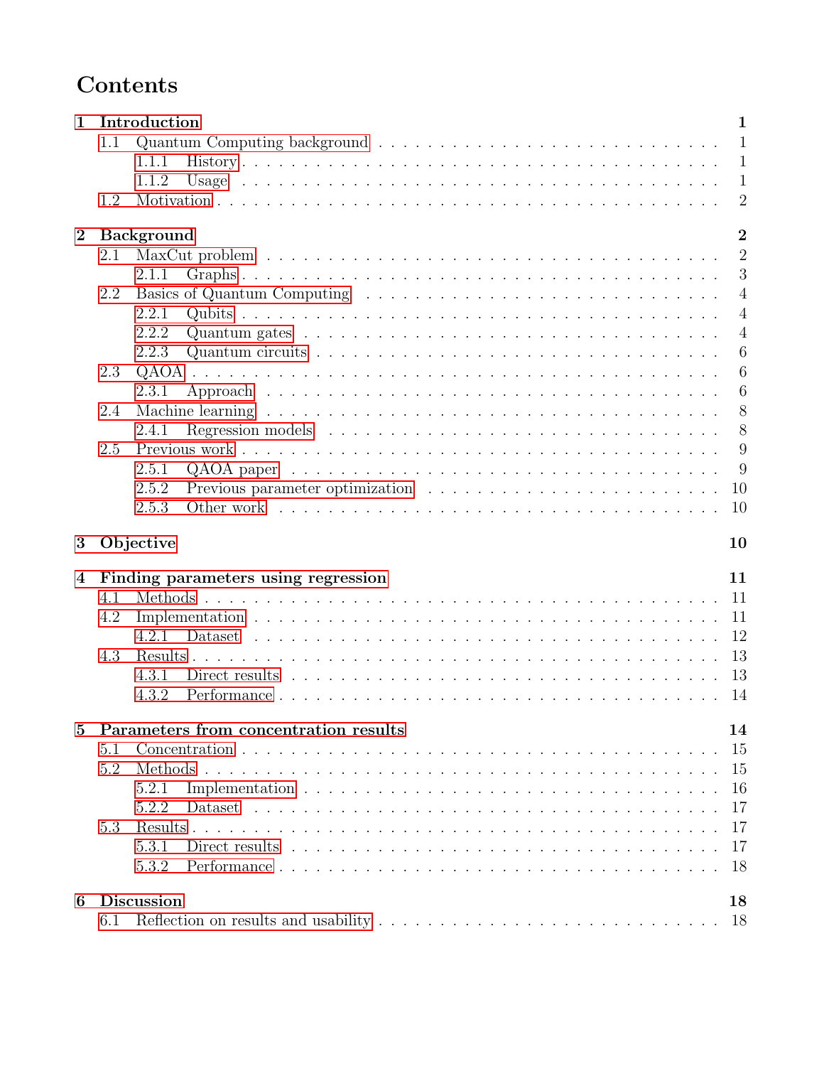# Contents

- **1 Introduction** — 1
  - 1.1 Quantum Computing background — 1
    - 1.1.1 History — 1
    - 1.1.2 Usage — 1
  - 1.2 Motivation — 2
- **2 Background** — 2
  - 2.1 MaxCut problem — 2
    - 2.1.1 Graphs — 3
  - 2.2 Basics of Quantum Computing — 4
    - 2.2.1 Qubits — 4
    - 2.2.2 Quantum gates — 4
    - 2.2.3 Quantum circuits — 6
  - 2.3 QAOA — 6
    - 2.3.1 Approach — 6
  - 2.4 Machine learning — 8
    - 2.4.1 Regression models — 8
  - 2.5 Previous work — 9
    - 2.5.1 QAOA paper — 9
    - 2.5.2 Previous parameter optimization — 10
    - 2.5.3 Other work — 10
- **3 Objective** — 10
- **4 Finding parameters using regression** — 11
  - 4.1 Methods — 11
  - 4.2 Implementation — 11
    - 4.2.1 Dataset — 12
  - 4.3 Results — 13
    - 4.3.1 Direct results — 13
    - 4.3.2 Performance — 14
- **5 Parameters from concentration results** — 14
  - 5.1 Concentration — 15
  - 5.2 Methods — 15
    - 5.2.1 Implementation — 16
    - 5.2.2 Dataset — 17
  - 5.3 Results — 17
    - 5.3.1 Direct results — 17
    - 5.3.2 Performance — 18
- **6 Discussion** — 18
  - 6.1 Reflection on results and usability — 18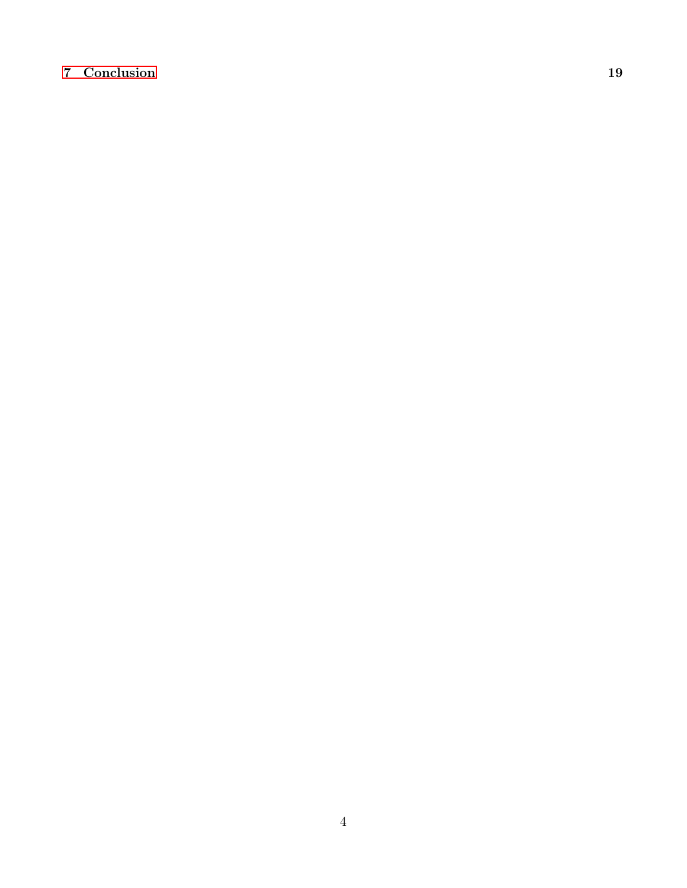**7 Conclusion** **19**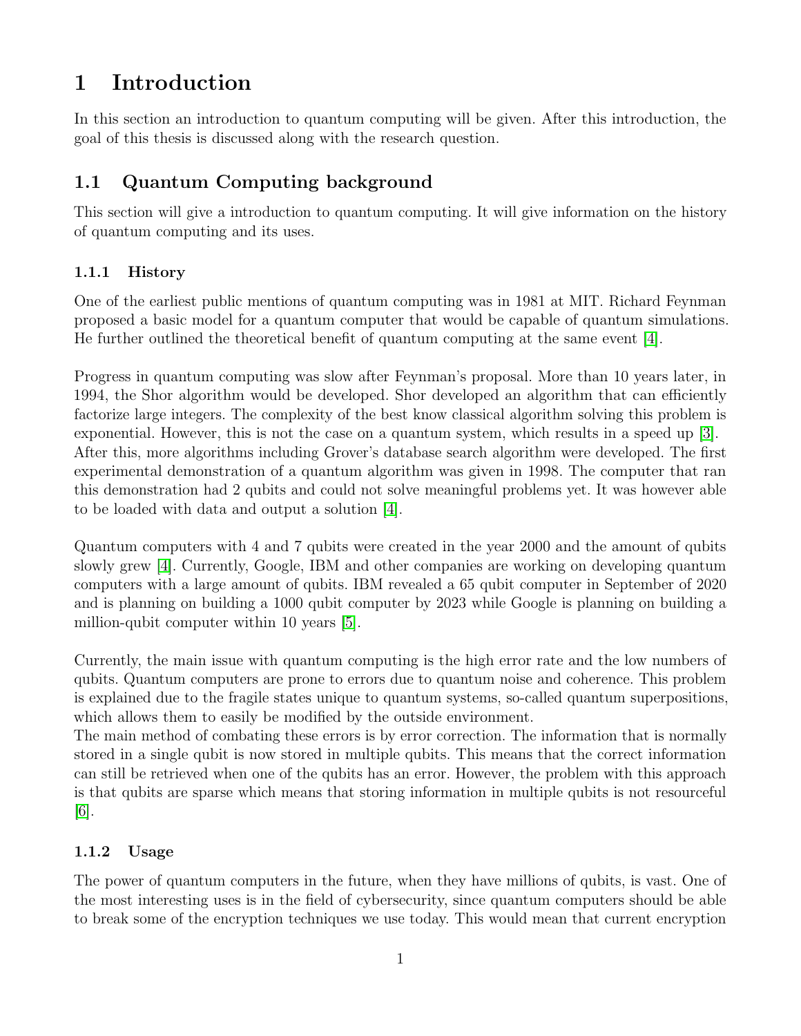# 1 Introduction

In this section an introduction to quantum computing will be given. After this introduction, the goal of this thesis is discussed along with the research question.

## 1.1 Quantum Computing background

This section will give a introduction to quantum computing. It will give information on the history of quantum computing and its uses.

### 1.1.1 History

One of the earliest public mentions of quantum computing was in 1981 at MIT. Richard Feynman proposed a basic model for a quantum computer that would be capable of quantum simulations. He further outlined the theoretical benefit of quantum computing at the same event [4].

Progress in quantum computing was slow after Feynman's proposal. More than 10 years later, in 1994, the Shor algorithm would be developed. Shor developed an algorithm that can efficiently factorize large integers. The complexity of the best know classical algorithm solving this problem is exponential. However, this is not the case on a quantum system, which results in a speed up [3]. After this, more algorithms including Grover's database search algorithm were developed. The first experimental demonstration of a quantum algorithm was given in 1998. The computer that ran this demonstration had 2 qubits and could not solve meaningful problems yet. It was however able to be loaded with data and output a solution [4].

Quantum computers with 4 and 7 qubits were created in the year 2000 and the amount of qubits slowly grew [4]. Currently, Google, IBM and other companies are working on developing quantum computers with a large amount of qubits. IBM revealed a 65 qubit computer in September of 2020 and is planning on building a 1000 qubit computer by 2023 while Google is planning on building a million-qubit computer within 10 years [5].

Currently, the main issue with quantum computing is the high error rate and the low numbers of qubits. Quantum computers are prone to errors due to quantum noise and coherence. This problem is explained due to the fragile states unique to quantum systems, so-called quantum superpositions, which allows them to easily be modified by the outside environment.
The main method of combating these errors is by error correction. The information that is normally stored in a single qubit is now stored in multiple qubits. This means that the correct information can still be retrieved when one of the qubits has an error. However, the problem with this approach is that qubits are sparse which means that storing information in multiple qubits is not resourceful [6].

### 1.1.2 Usage

The power of quantum computers in the future, when they have millions of qubits, is vast. One of the most interesting uses is in the field of cybersecurity, since quantum computers should be able to break some of the encryption techniques we use today. This would mean that current encryption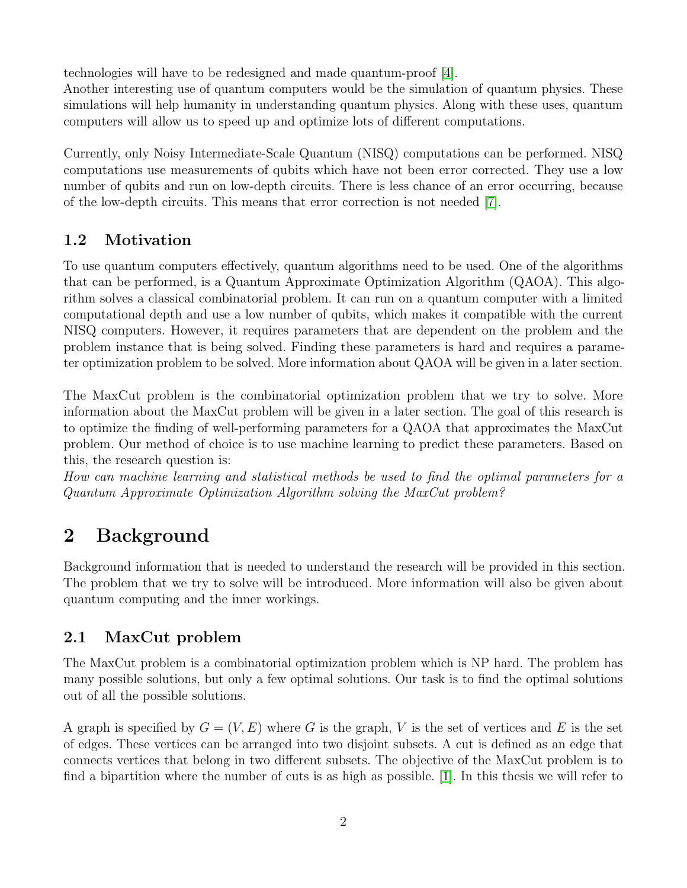technologies will have to be redesigned and made quantum-proof [4].
Another interesting use of quantum computers would be the simulation of quantum physics. These simulations will help humanity in understanding quantum physics. Along with these uses, quantum computers will allow us to speed up and optimize lots of different computations.

Currently, only Noisy Intermediate-Scale Quantum (NISQ) computations can be performed. NISQ computations use measurements of qubits which have not been error corrected. They use a low number of qubits and run on low-depth circuits. There is less chance of an error occurring, because of the low-depth circuits. This means that error correction is not needed [7].

### 1.2 Motivation

To use quantum computers effectively, quantum algorithms need to be used. One of the algorithms that can be performed, is a Quantum Approximate Optimization Algorithm (QAOA). This algorithm solves a classical combinatorial problem. It can run on a quantum computer with a limited computational depth and use a low number of qubits, which makes it compatible with the current NISQ computers. However, it requires parameters that are dependent on the problem and the problem instance that is being solved. Finding these parameters is hard and requires a parameter optimization problem to be solved. More information about QAOA will be given in a later section.

The MaxCut problem is the combinatorial optimization problem that we try to solve. More information about the MaxCut problem will be given in a later section. The goal of this research is to optimize the finding of well-performing parameters for a QAOA that approximates the MaxCut problem. Our method of choice is to use machine learning to predict these parameters. Based on this, the research question is:
*How can machine learning and statistical methods be used to find the optimal parameters for a Quantum Approximate Optimization Algorithm solving the MaxCut problem?*

## 2 Background

Background information that is needed to understand the research will be provided in this section. The problem that we try to solve will be introduced. More information will also be given about quantum computing and the inner workings.

### 2.1 MaxCut problem

The MaxCut problem is a combinatorial optimization problem which is NP hard. The problem has many possible solutions, but only a few optimal solutions. Our task is to find the optimal solutions out of all the possible solutions.

A graph is specified by $G = (V, E)$ where $G$ is the graph, $V$ is the set of vertices and $E$ is the set of edges. These vertices can be arranged into two disjoint subsets. A cut is defined as an edge that connects vertices that belong in two different subsets. The objective of the MaxCut problem is to find a bipartition where the number of cuts is as high as possible. [1]. In this thesis we will refer to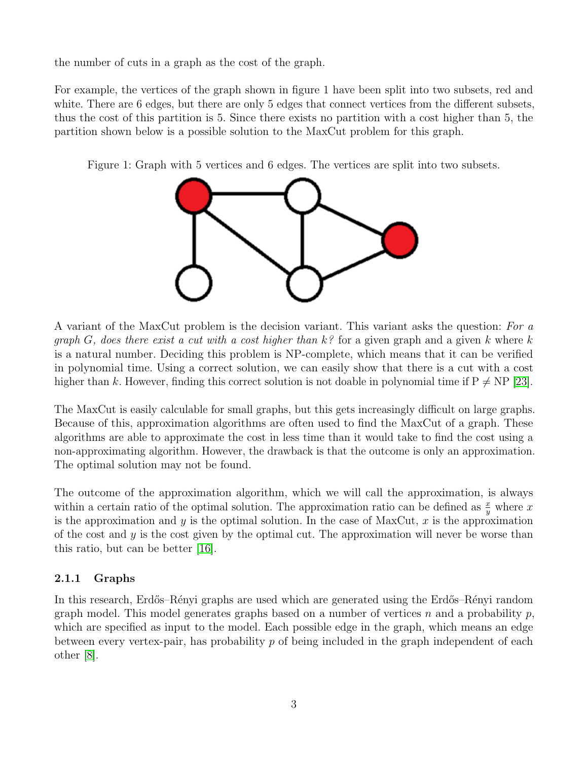the number of cuts in a graph as the cost of the graph.

For example, the vertices of the graph shown in figure 1 have been split into two subsets, red and white. There are 6 edges, but there are only 5 edges that connect vertices from the different subsets, thus the cost of this partition is 5. Since there exists no partition with a cost higher than 5, the partition shown below is a possible solution to the MaxCut problem for this graph.

Figure 1: Graph with 5 vertices and 6 edges. The vertices are split into two subsets.

A variant of the MaxCut problem is the decision variant. This variant asks the question: *For a graph G, does there exist a cut with a cost higher than k?* for a given graph and a given $k$ where $k$ is a natural number. Deciding this problem is NP-complete, which means that it can be verified in polynomial time. Using a correct solution, we can easily show that there is a cut with a cost higher than $k$. However, finding this correct solution is not doable in polynomial time if P $\neq$ NP [23].

The MaxCut is easily calculable for small graphs, but this gets increasingly difficult on large graphs. Because of this, approximation algorithms are often used to find the MaxCut of a graph. These algorithms are able to approximate the cost in less time than it would take to find the cost using a non-approximating algorithm. However, the drawback is that the outcome is only an approximation. The optimal solution may not be found.

The outcome of the approximation algorithm, which we will call the approximation, is always within a certain ratio of the optimal solution. The approximation ratio can be defined as $\frac{x}{y}$ where $x$ is the approximation and $y$ is the optimal solution. In the case of MaxCut, $x$ is the approximation of the cost and $y$ is the cost given by the optimal cut. The approximation will never be worse than this ratio, but can be better [16].

### 2.1.1 Graphs

In this research, Erdős–Rényi graphs are used which are generated using the Erdős–Rényi random graph model. This model generates graphs based on a number of vertices $n$ and a probability $p$, which are specified as input to the model. Each possible edge in the graph, which means an edge between every vertex-pair, has probability $p$ of being included in the graph independent of each other [8].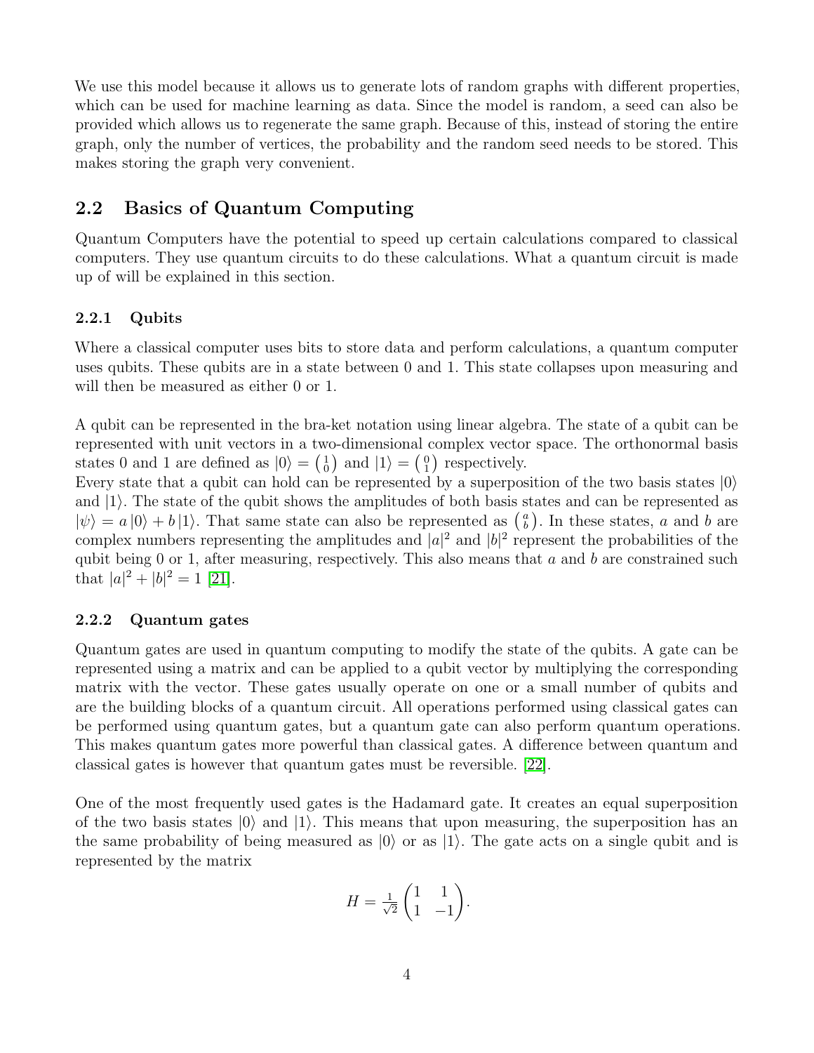We use this model because it allows us to generate lots of random graphs with different properties, which can be used for machine learning as data. Since the model is random, a seed can also be provided which allows us to regenerate the same graph. Because of this, instead of storing the entire graph, only the number of vertices, the probability and the random seed needs to be stored. This makes storing the graph very convenient.

## 2.2 Basics of Quantum Computing

Quantum Computers have the potential to speed up certain calculations compared to classical computers. They use quantum circuits to do these calculations. What a quantum circuit is made up of will be explained in this section.

### 2.2.1 Qubits

Where a classical computer uses bits to store data and perform calculations, a quantum computer uses qubits. These qubits are in a state between 0 and 1. This state collapses upon measuring and will then be measured as either 0 or 1.

A qubit can be represented in the bra-ket notation using linear algebra. The state of a qubit can be represented with unit vectors in a two-dimensional complex vector space. The orthonormal basis states 0 and 1 are defined as $|0\rangle = \left(\begin{smallmatrix} 1 \\ 0 \end{smallmatrix}\right)$ and $|1\rangle = \left(\begin{smallmatrix} 0 \\ 1 \end{smallmatrix}\right)$ respectively.
Every state that a qubit can hold can be represented by a superposition of the two basis states $|0\rangle$ and $|1\rangle$. The state of the qubit shows the amplitudes of both basis states and can be represented as $|\psi\rangle = a\,|0\rangle + b\,|1\rangle$. That same state can also be represented as $\left(\begin{smallmatrix} a \\ b \end{smallmatrix}\right)$. In these states, $a$ and $b$ are complex numbers representing the amplitudes and $|a|^2$ and $|b|^2$ represent the probabilities of the qubit being 0 or 1, after measuring, respectively. This also means that $a$ and $b$ are constrained such that $|a|^2 + |b|^2 = 1$ [21].

### 2.2.2 Quantum gates

Quantum gates are used in quantum computing to modify the state of the qubits. A gate can be represented using a matrix and can be applied to a qubit vector by multiplying the corresponding matrix with the vector. These gates usually operate on one or a small number of qubits and are the building blocks of a quantum circuit. All operations performed using classical gates can be performed using quantum gates, but a quantum gate can also perform quantum operations. This makes quantum gates more powerful than classical gates. A difference between quantum and classical gates is however that quantum gates must be reversible. [22].

One of the most frequently used gates is the Hadamard gate. It creates an equal superposition of the two basis states $|0\rangle$ and $|1\rangle$. This means that upon measuring, the superposition has an the same probability of being measured as $|0\rangle$ or as $|1\rangle$. The gate acts on a single qubit and is represented by the matrix

$$H = \tfrac{1}{\sqrt{2}} \begin{pmatrix} 1 & 1 \\ 1 & -1 \end{pmatrix}.$$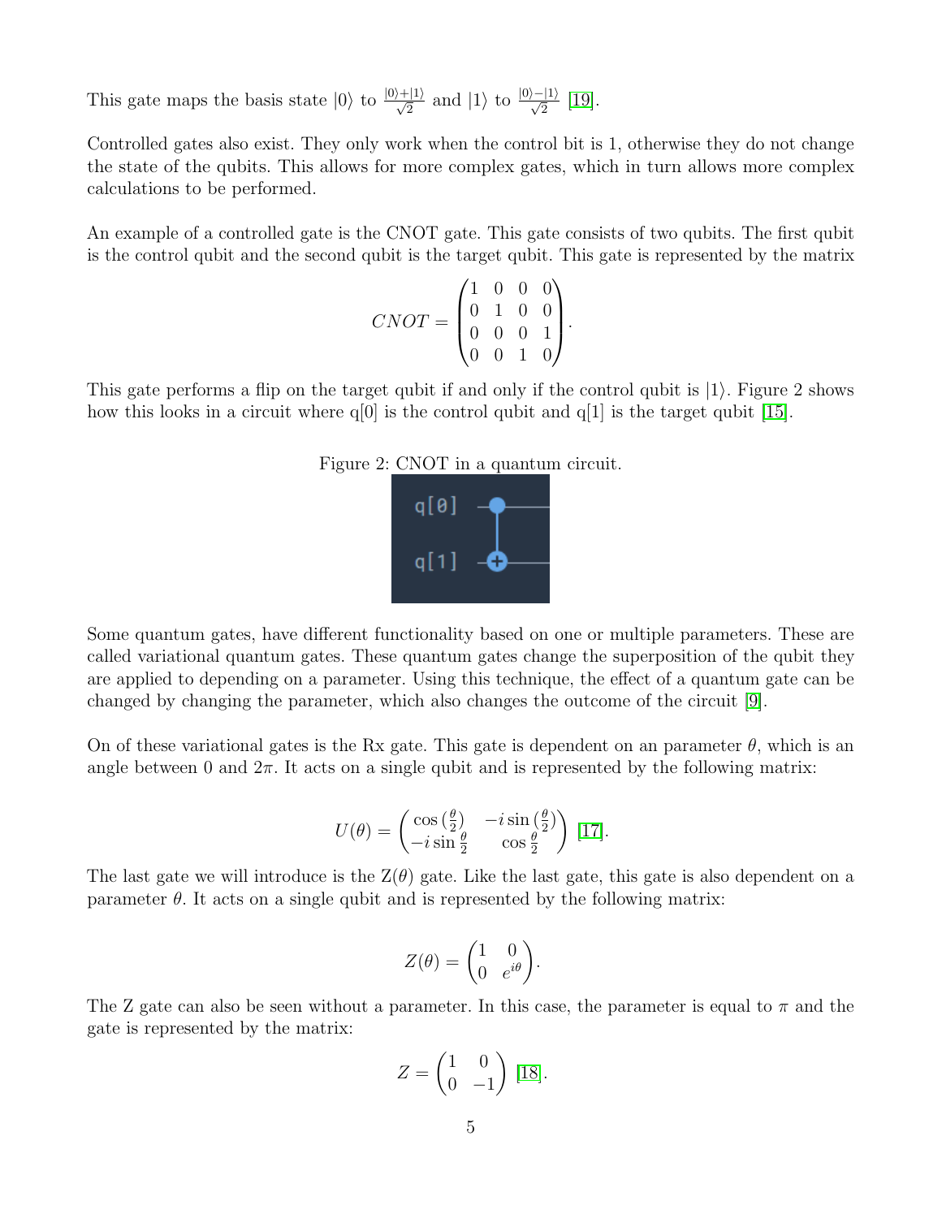This gate maps the basis state $|0\rangle$ to $\frac{|0\rangle+|1\rangle}{\sqrt{2}}$ and $|1\rangle$ to $\frac{|0\rangle-|1\rangle}{\sqrt{2}}$ [19].

Controlled gates also exist. They only work when the control bit is 1, otherwise they do not change the state of the qubits. This allows for more complex gates, which in turn allows more complex calculations to be performed.

An example of a controlled gate is the CNOT gate. This gate consists of two qubits. The first qubit is the control qubit and the second qubit is the target qubit. This gate is represented by the matrix

$$CNOT = \begin{pmatrix} 1 & 0 & 0 & 0 \\ 0 & 1 & 0 & 0 \\ 0 & 0 & 0 & 1 \\ 0 & 0 & 1 & 0 \end{pmatrix}.$$

This gate performs a flip on the target qubit if and only if the control qubit is $|1\rangle$. Figure 2 shows how this looks in a circuit where q[0] is the control qubit and q[1] is the target qubit [15].

Figure 2: CNOT in a quantum circuit.

Some quantum gates, have different functionality based on one or multiple parameters. These are called variational quantum gates. These quantum gates change the superposition of the qubit they are applied to depending on a parameter. Using this technique, the effect of a quantum gate can be changed by changing the parameter, which also changes the outcome of the circuit [9].

On of these variational gates is the Rx gate. This gate is dependent on an parameter $\theta$, which is an angle between 0 and $2\pi$. It acts on a single qubit and is represented by the following matrix:

$$U(\theta) = \begin{pmatrix} \cos\left(\frac{\theta}{2}\right) & -i\sin\left(\frac{\theta}{2}\right) \\ -i\sin\frac{\theta}{2} & \cos\frac{\theta}{2} \end{pmatrix} \text{ [17].}$$

The last gate we will introduce is the $Z(\theta)$ gate. Like the last gate, this gate is also dependent on a parameter $\theta$. It acts on a single qubit and is represented by the following matrix:

$$Z(\theta) = \begin{pmatrix} 1 & 0 \\ 0 & e^{i\theta} \end{pmatrix}.$$

The Z gate can also be seen without a parameter. In this case, the parameter is equal to $\pi$ and the gate is represented by the matrix:

$$Z = \begin{pmatrix} 1 & 0 \\ 0 & -1 \end{pmatrix} \text{ [18].}$$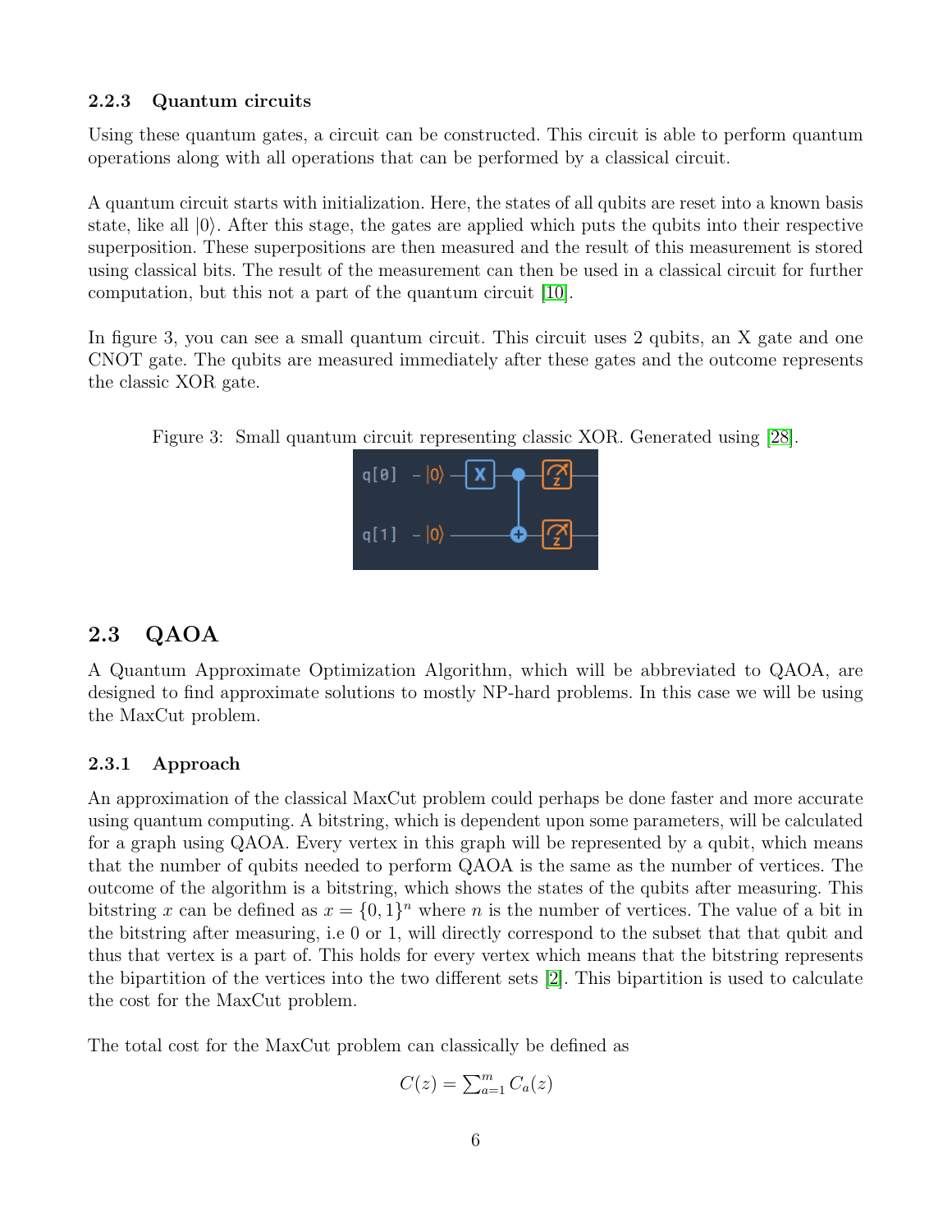### 2.2.3 Quantum circuits

Using these quantum gates, a circuit can be constructed. This circuit is able to perform quantum operations along with all operations that can be performed by a classical circuit.

A quantum circuit starts with initialization. Here, the states of all qubits are reset into a known basis state, like all $|0\rangle$. After this stage, the gates are applied which puts the qubits into their respective superposition. These superpositions are then measured and the result of this measurement is stored using classical bits. The result of the measurement can then be used in a classical circuit for further computation, but this not a part of the quantum circuit [10].

In figure 3, you can see a small quantum circuit. This circuit uses 2 qubits, an X gate and one CNOT gate. The qubits are measured immediately after these gates and the outcome represents the classic XOR gate.

Figure 3: Small quantum circuit representing classic XOR. Generated using [28].

## 2.3 QAOA

A Quantum Approximate Optimization Algorithm, which will be abbreviated to QAOA, are designed to find approximate solutions to mostly NP-hard problems. In this case we will be using the MaxCut problem.

### 2.3.1 Approach

An approximation of the classical MaxCut problem could perhaps be done faster and more accurate using quantum computing. A bitstring, which is dependent upon some parameters, will be calculated for a graph using QAOA. Every vertex in this graph will be represented by a qubit, which means that the number of qubits needed to perform QAOA is the same as the number of vertices. The outcome of the algorithm is a bitstring, which shows the states of the qubits after measuring. This bitstring $x$ can be defined as $x = \{0, 1\}^n$ where $n$ is the number of vertices. The value of a bit in the bitstring after measuring, i.e 0 or 1, will directly correspond to the subset that that qubit and thus that vertex is a part of. This holds for every vertex which means that the bitstring represents the bipartition of the vertices into the two different sets [2]. This bipartition is used to calculate the cost for the MaxCut problem.

The total cost for the MaxCut problem can classically be defined as

$$C(z) = \sum_{a=1}^{m} C_a(z)$$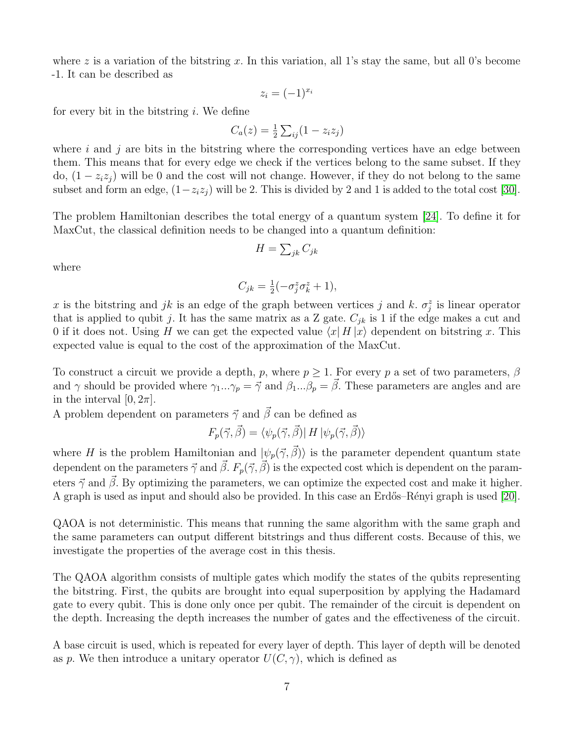where $z$ is a variation of the bitstring $x$. In this variation, all 1's stay the same, but all 0's become -1. It can be described as

$$z_i = (-1)^{x_i}$$

for every bit in the bitstring $i$. We define

$$C_a(z) = \frac{1}{2}\sum_{ij}(1 - z_i z_j)$$

where $i$ and $j$ are bits in the bitstring where the corresponding vertices have an edge between them. This means that for every edge we check if the vertices belong to the same subset. If they do, $(1 - z_i z_j)$ will be 0 and the cost will not change. However, if they do not belong to the same subset and form an edge, $(1 - z_i z_j)$ will be 2. This is divided by 2 and 1 is added to the total cost [30].

The problem Hamiltonian describes the total energy of a quantum system [24]. To define it for MaxCut, the classical definition needs to be changed into a quantum definition:

$$H = \sum_{jk} C_{jk}$$

where

$$C_{jk} = \frac{1}{2}(-\sigma_j^z \sigma_k^z + 1),$$

$x$ is the bitstring and $jk$ is an edge of the graph between vertices $j$ and $k$. $\sigma_j^z$ is linear operator that is applied to qubit $j$. It has the same matrix as a Z gate. $C_{jk}$ is 1 if the edge makes a cut and 0 if it does not. Using $H$ we can get the expected value $\langle x| H |x\rangle$ dependent on bitstring $x$. This expected value is equal to the cost of the approximation of the MaxCut.

To construct a circuit we provide a depth, $p$, where $p \geq 1$. For every $p$ a set of two parameters, $\beta$ and $\gamma$ should be provided where $\gamma_1 ... \gamma_p = \vec{\gamma}$ and $\beta_1 ... \beta_p = \vec{\beta}$. These parameters are angles and are in the interval $[0, 2\pi]$.
A problem dependent on parameters $\vec{\gamma}$ and $\vec{\beta}$ can be defined as

$$F_p(\vec{\gamma}, \vec{\beta}) = \langle \psi_p(\vec{\gamma}, \vec{\beta})| H |\psi_p(\vec{\gamma}, \vec{\beta})\rangle$$

where $H$ is the problem Hamiltonian and $|\psi_p(\vec{\gamma}, \vec{\beta})\rangle$ is the parameter dependent quantum state dependent on the parameters $\vec{\gamma}$ and $\vec{\beta}$. $F_p(\vec{\gamma}, \vec{\beta})$ is the expected cost which is dependent on the parameters $\vec{\gamma}$ and $\vec{\beta}$. By optimizing the parameters, we can optimize the expected cost and make it higher. A graph is used as input and should also be provided. In this case an Erdős–Rényi graph is used [20].

QAOA is not deterministic. This means that running the same algorithm with the same graph and the same parameters can output different bitstrings and thus different costs. Because of this, we investigate the properties of the average cost in this thesis.

The QAOA algorithm consists of multiple gates which modify the states of the qubits representing the bitstring. First, the qubits are brought into equal superposition by applying the Hadamard gate to every qubit. This is done only once per qubit. The remainder of the circuit is dependent on the depth. Increasing the depth increases the number of gates and the effectiveness of the circuit.

A base circuit is used, which is repeated for every layer of depth. This layer of depth will be denoted as $p$. We then introduce a unitary operator $U(C, \gamma)$, which is defined as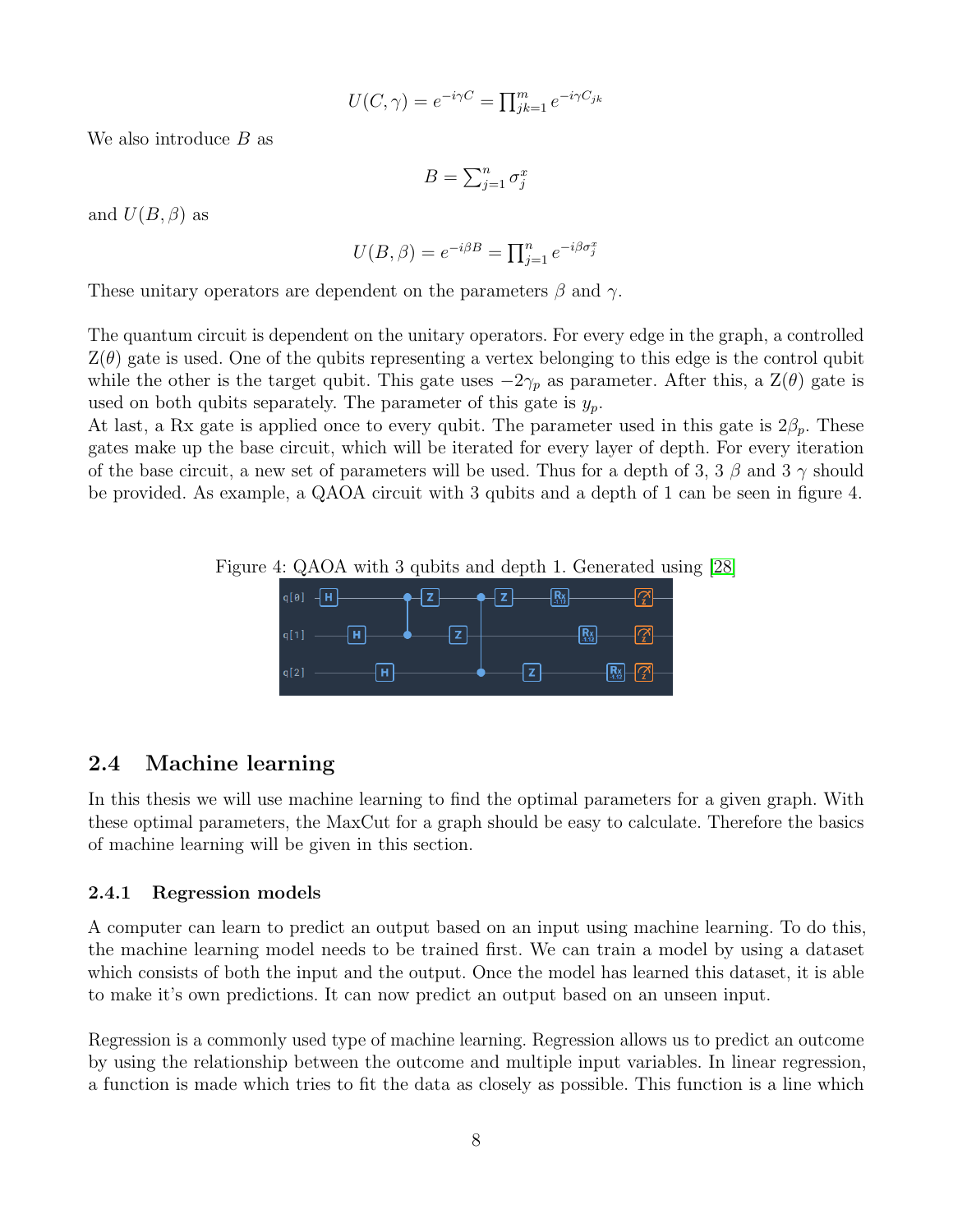$$U(C,\gamma) = e^{-i\gamma C} = \prod_{jk=1}^{m} e^{-i\gamma C_{jk}}$$

We also introduce $B$ as

$$B = \sum_{j=1}^{n} \sigma_j^x$$

and $U(B,\beta)$ as

$$U(B,\beta) = e^{-i\beta B} = \prod_{j=1}^{n} e^{-i\beta \sigma_j^x}$$

These unitary operators are dependent on the parameters $\beta$ and $\gamma$.

The quantum circuit is dependent on the unitary operators. For every edge in the graph, a controlled Z($\theta$) gate is used. One of the qubits representing a vertex belonging to this edge is the control qubit while the other is the target qubit. This gate uses $-2\gamma_p$ as parameter. After this, a Z($\theta$) gate is used on both qubits separately. The parameter of this gate is $y_p$.
At last, a Rx gate is applied once to every qubit. The parameter used in this gate is $2\beta_p$. These gates make up the base circuit, which will be iterated for every layer of depth. For every iteration of the base circuit, a new set of parameters will be used. Thus for a depth of 3, 3 $\beta$ and 3 $\gamma$ should be provided. As example, a QAOA circuit with 3 qubits and a depth of 1 can be seen in figure 4.

Figure 4: QAOA with 3 qubits and depth 1. Generated using [28]

## 2.4 Machine learning

In this thesis we will use machine learning to find the optimal parameters for a given graph. With these optimal parameters, the MaxCut for a graph should be easy to calculate. Therefore the basics of machine learning will be given in this section.

### 2.4.1 Regression models

A computer can learn to predict an output based on an input using machine learning. To do this, the machine learning model needs to be trained first. We can train a model by using a dataset which consists of both the input and the output. Once the model has learned this dataset, it is able to make it's own predictions. It can now predict an output based on an unseen input.

Regression is a commonly used type of machine learning. Regression allows us to predict an outcome by using the relationship between the outcome and multiple input variables. In linear regression, a function is made which tries to fit the data as closely as possible. This function is a line which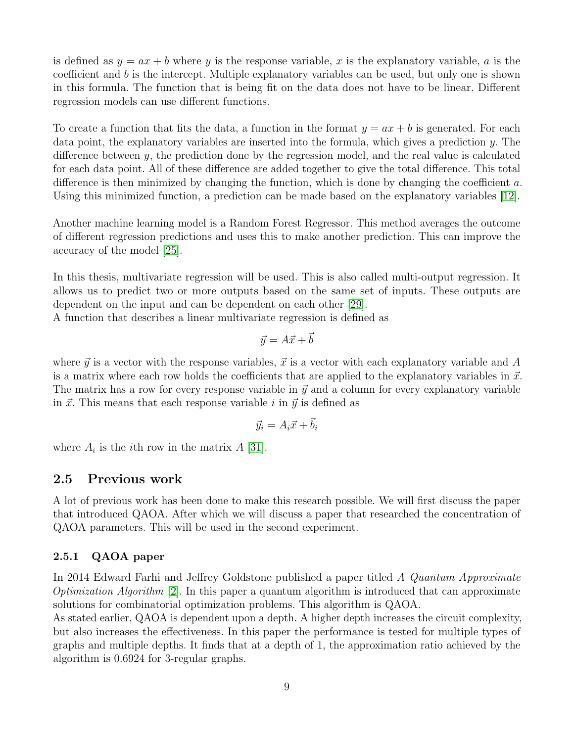is defined as $y = ax + b$ where $y$ is the response variable, $x$ is the explanatory variable, $a$ is the coefficient and $b$ is the intercept. Multiple explanatory variables can be used, but only one is shown in this formula. The function that is being fit on the data does not have to be linear. Different regression models can use different functions.

To create a function that fits the data, a function in the format $y = ax + b$ is generated. For each data point, the explanatory variables are inserted into the formula, which gives a prediction $y$. The difference between $y$, the prediction done by the regression model, and the real value is calculated for each data point. All of these difference are added together to give the total difference. This total difference is then minimized by changing the function, which is done by changing the coefficient $a$. Using this minimized function, a prediction can be made based on the explanatory variables [12].

Another machine learning model is a Random Forest Regressor. This method averages the outcome of different regression predictions and uses this to make another prediction. This can improve the accuracy of the model [25].

In this thesis, multivariate regression will be used. This is also called multi-output regression. It allows us to predict two or more outputs based on the same set of inputs. These outputs are dependent on the input and can be dependent on each other [29].
A function that describes a linear multivariate regression is defined as

$$\vec{y} = A\vec{x} + \vec{b}$$

where $\vec{y}$ is a vector with the response variables, $\vec{x}$ is a vector with each explanatory variable and $A$ is a matrix where each row holds the coefficients that are applied to the explanatory variables in $\vec{x}$. The matrix has a row for every response variable in $\vec{y}$ and a column for every explanatory variable in $\vec{x}$. This means that each response variable $i$ in $\vec{y}$ is defined as

$$\vec{y_i} = A_i\vec{x} + \vec{b_i}$$

where $A_i$ is the $i$th row in the matrix $A$ [31].

## 2.5 Previous work

A lot of previous work has been done to make this research possible. We will first discuss the paper that introduced QAOA. After which we will discuss a paper that researched the concentration of QAOA parameters. This will be used in the second experiment.

### 2.5.1 QAOA paper

In 2014 Edward Farhi and Jeffrey Goldstone published a paper titled *A Quantum Approximate Optimization Algorithm* [2]. In this paper a quantum algorithm is introduced that can approximate solutions for combinatorial optimization problems. This algorithm is QAOA.
As stated earlier, QAOA is dependent upon a depth. A higher depth increases the circuit complexity, but also increases the effectiveness. In this paper the performance is tested for multiple types of graphs and multiple depths. It finds that at a depth of 1, the approximation ratio achieved by the algorithm is 0.6924 for 3-regular graphs.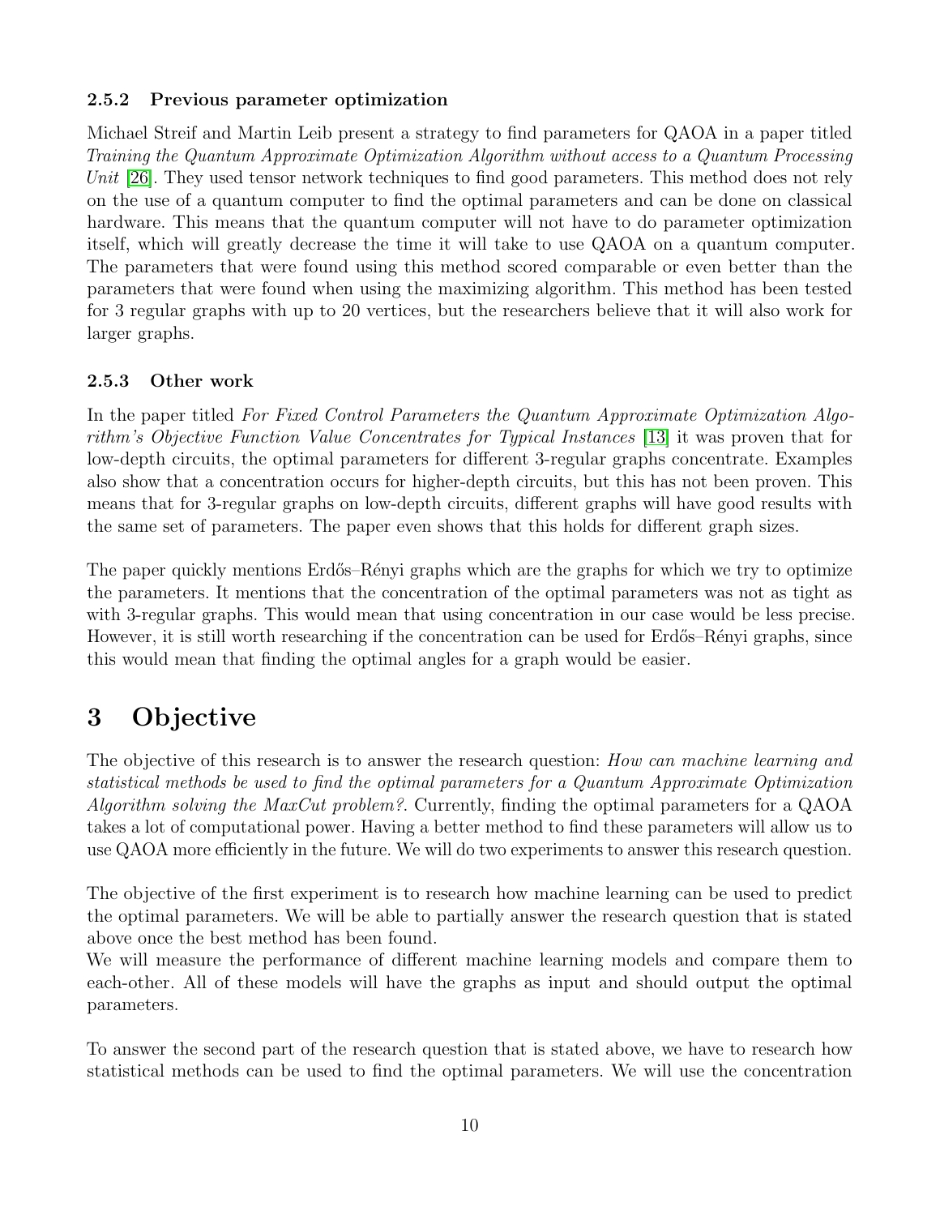### 2.5.2 Previous parameter optimization

Michael Streif and Martin Leib present a strategy to find parameters for QAOA in a paper titled *Training the Quantum Approximate Optimization Algorithm without access to a Quantum Processing Unit* [26]. They used tensor network techniques to find good parameters. This method does not rely on the use of a quantum computer to find the optimal parameters and can be done on classical hardware. This means that the quantum computer will not have to do parameter optimization itself, which will greatly decrease the time it will take to use QAOA on a quantum computer. The parameters that were found using this method scored comparable or even better than the parameters that were found when using the maximizing algorithm. This method has been tested for 3 regular graphs with up to 20 vertices, but the researchers believe that it will also work for larger graphs.

### 2.5.3 Other work

In the paper titled *For Fixed Control Parameters the Quantum Approximate Optimization Algorithm's Objective Function Value Concentrates for Typical Instances* [13] it was proven that for low-depth circuits, the optimal parameters for different 3-regular graphs concentrate. Examples also show that a concentration occurs for higher-depth circuits, but this has not been proven. This means that for 3-regular graphs on low-depth circuits, different graphs will have good results with the same set of parameters. The paper even shows that this holds for different graph sizes.

The paper quickly mentions Erdős–Rényi graphs which are the graphs for which we try to optimize the parameters. It mentions that the concentration of the optimal parameters was not as tight as with 3-regular graphs. This would mean that using concentration in our case would be less precise. However, it is still worth researching if the concentration can be used for Erdős–Rényi graphs, since this would mean that finding the optimal angles for a graph would be easier.

# 3 Objective

The objective of this research is to answer the research question: *How can machine learning and statistical methods be used to find the optimal parameters for a Quantum Approximate Optimization Algorithm solving the MaxCut problem?*. Currently, finding the optimal parameters for a QAOA takes a lot of computational power. Having a better method to find these parameters will allow us to use QAOA more efficiently in the future. We will do two experiments to answer this research question.

The objective of the first experiment is to research how machine learning can be used to predict the optimal parameters. We will be able to partially answer the research question that is stated above once the best method has been found.
We will measure the performance of different machine learning models and compare them to each-other. All of these models will have the graphs as input and should output the optimal parameters.

To answer the second part of the research question that is stated above, we have to research how statistical methods can be used to find the optimal parameters. We will use the concentration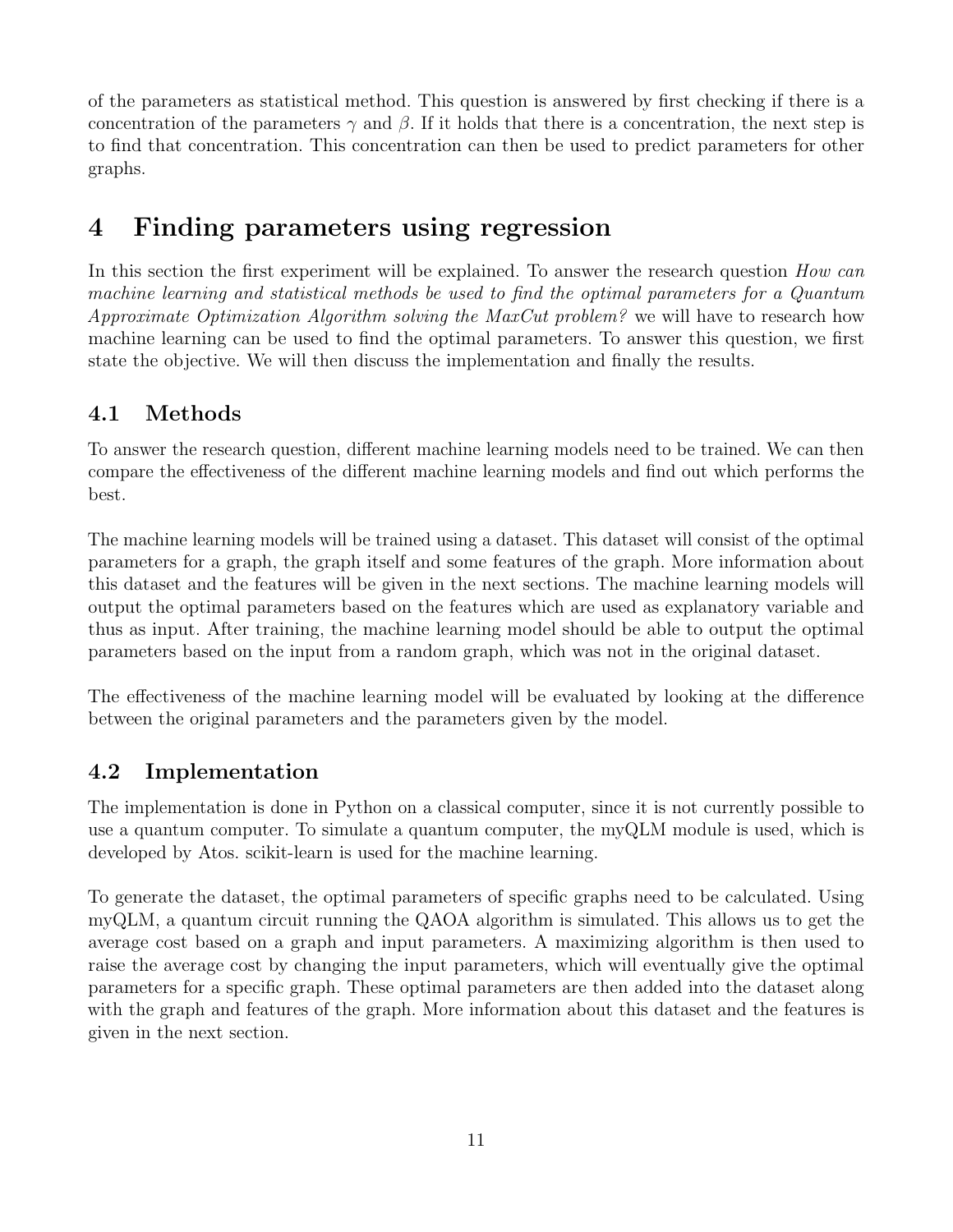of the parameters as statistical method. This question is answered by first checking if there is a concentration of the parameters $\gamma$ and $\beta$. If it holds that there is a concentration, the next step is to find that concentration. This concentration can then be used to predict parameters for other graphs.

# 4 Finding parameters using regression

In this section the first experiment will be explained. To answer the research question *How can machine learning and statistical methods be used to find the optimal parameters for a Quantum Approximate Optimization Algorithm solving the MaxCut problem?* we will have to research how machine learning can be used to find the optimal parameters. To answer this question, we first state the objective. We will then discuss the implementation and finally the results.

## 4.1 Methods

To answer the research question, different machine learning models need to be trained. We can then compare the effectiveness of the different machine learning models and find out which performs the best.

The machine learning models will be trained using a dataset. This dataset will consist of the optimal parameters for a graph, the graph itself and some features of the graph. More information about this dataset and the features will be given in the next sections. The machine learning models will output the optimal parameters based on the features which are used as explanatory variable and thus as input. After training, the machine learning model should be able to output the optimal parameters based on the input from a random graph, which was not in the original dataset.

The effectiveness of the machine learning model will be evaluated by looking at the difference between the original parameters and the parameters given by the model.

## 4.2 Implementation

The implementation is done in Python on a classical computer, since it is not currently possible to use a quantum computer. To simulate a quantum computer, the myQLM module is used, which is developed by Atos. scikit-learn is used for the machine learning.

To generate the dataset, the optimal parameters of specific graphs need to be calculated. Using myQLM, a quantum circuit running the QAOA algorithm is simulated. This allows us to get the average cost based on a graph and input parameters. A maximizing algorithm is then used to raise the average cost by changing the input parameters, which will eventually give the optimal parameters for a specific graph. These optimal parameters are then added into the dataset along with the graph and features of the graph. More information about this dataset and the features is given in the next section.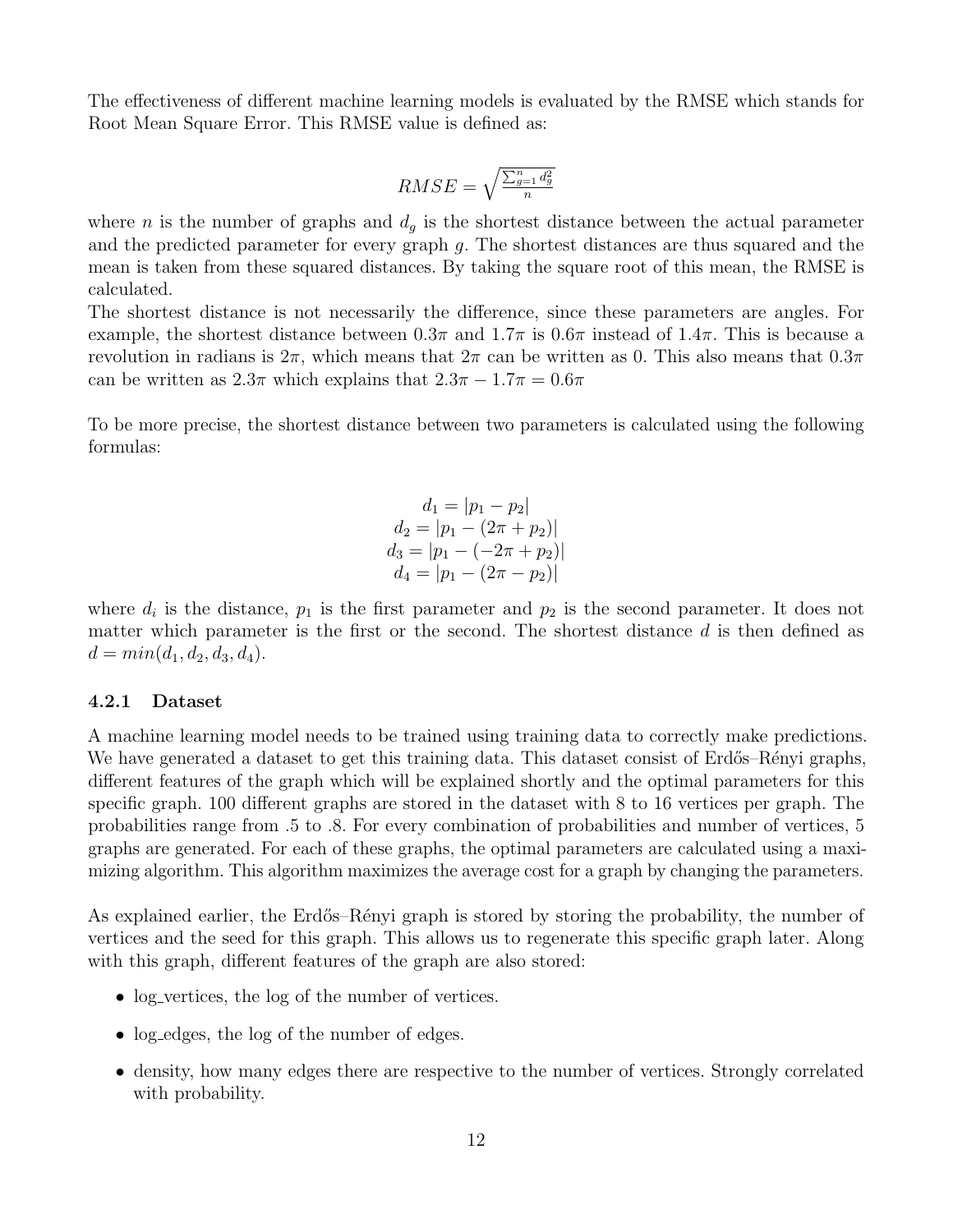The effectiveness of different machine learning models is evaluated by the RMSE which stands for Root Mean Square Error. This RMSE value is defined as:

$$RMSE = \sqrt{\frac{\sum_{g=1}^{n} d_g^2}{n}}$$

where $n$ is the number of graphs and $d_g$ is the shortest distance between the actual parameter and the predicted parameter for every graph $g$. The shortest distances are thus squared and the mean is taken from these squared distances. By taking the square root of this mean, the RMSE is calculated.

The shortest distance is not necessarily the difference, since these parameters are angles. For example, the shortest distance between $0.3\pi$ and $1.7\pi$ is $0.6\pi$ instead of $1.4\pi$. This is because a revolution in radians is $2\pi$, which means that $2\pi$ can be written as 0. This also means that $0.3\pi$ can be written as $2.3\pi$ which explains that $2.3\pi - 1.7\pi = 0.6\pi$

To be more precise, the shortest distance between two parameters is calculated using the following formulas:

$$d_1 = |p_1 - p_2|$$
$$d_2 = |p_1 - (2\pi + p_2)|$$
$$d_3 = |p_1 - (-2\pi + p_2)|$$
$$d_4 = |p_1 - (2\pi - p_2)|$$

where $d_i$ is the distance, $p_1$ is the first parameter and $p_2$ is the second parameter. It does not matter which parameter is the first or the second. The shortest distance $d$ is then defined as $d = min(d_1, d_2, d_3, d_4)$.

### 4.2.1 Dataset

A machine learning model needs to be trained using training data to correctly make predictions. We have generated a dataset to get this training data. This dataset consist of Erdős–Rényi graphs, different features of the graph which will be explained shortly and the optimal parameters for this specific graph. 100 different graphs are stored in the dataset with 8 to 16 vertices per graph. The probabilities range from .5 to .8. For every combination of probabilities and number of vertices, 5 graphs are generated. For each of these graphs, the optimal parameters are calculated using a maximizing algorithm. This algorithm maximizes the average cost for a graph by changing the parameters.

As explained earlier, the Erdős–Rényi graph is stored by storing the probability, the number of vertices and the seed for this graph. This allows us to regenerate this specific graph later. Along with this graph, different features of the graph are also stored:

- log_vertices, the log of the number of vertices.
- log_edges, the log of the number of edges.
- density, how many edges there are respective to the number of vertices. Strongly correlated with probability.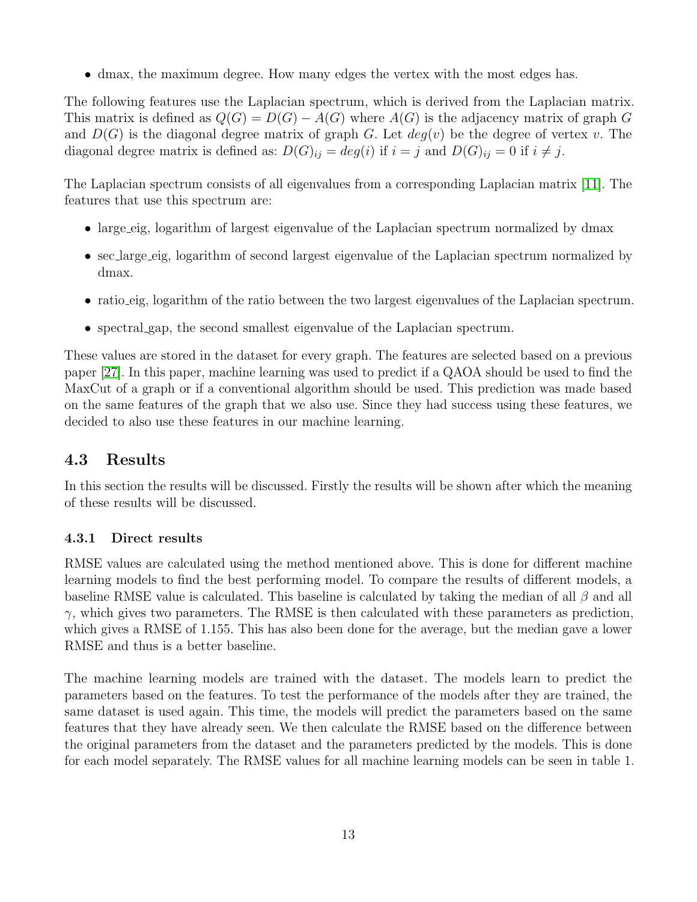- dmax, the maximum degree. How many edges the vertex with the most edges has.

The following features use the Laplacian spectrum, which is derived from the Laplacian matrix. This matrix is defined as $Q(G) = D(G) - A(G)$ where $A(G)$ is the adjacency matrix of graph $G$ and $D(G)$ is the diagonal degree matrix of graph $G$. Let $deg(v)$ be the degree of vertex $v$. The diagonal degree matrix is defined as: $D(G)_{ij} = deg(i)$ if $i = j$ and $D(G)_{ij} = 0$ if $i \neq j$.

The Laplacian spectrum consists of all eigenvalues from a corresponding Laplacian matrix [11]. The features that use this spectrum are:

- large_eig, logarithm of largest eigenvalue of the Laplacian spectrum normalized by dmax
- sec_large_eig, logarithm of second largest eigenvalue of the Laplacian spectrum normalized by dmax.
- ratio_eig, logarithm of the ratio between the two largest eigenvalues of the Laplacian spectrum.
- spectral_gap, the second smallest eigenvalue of the Laplacian spectrum.

These values are stored in the dataset for every graph. The features are selected based on a previous paper [27]. In this paper, machine learning was used to predict if a QAOA should be used to find the MaxCut of a graph or if a conventional algorithm should be used. This prediction was made based on the same features of the graph that we also use. Since they had success using these features, we decided to also use these features in our machine learning.

## 4.3 Results

In this section the results will be discussed. Firstly the results will be shown after which the meaning of these results will be discussed.

### 4.3.1 Direct results

RMSE values are calculated using the method mentioned above. This is done for different machine learning models to find the best performing model. To compare the results of different models, a baseline RMSE value is calculated. This baseline is calculated by taking the median of all $\beta$ and all $\gamma$, which gives two parameters. The RMSE is then calculated with these parameters as prediction, which gives a RMSE of 1.155. This has also been done for the average, but the median gave a lower RMSE and thus is a better baseline.

The machine learning models are trained with the dataset. The models learn to predict the parameters based on the features. To test the performance of the models after they are trained, the same dataset is used again. This time, the models will predict the parameters based on the same features that they have already seen. We then calculate the RMSE based on the difference between the original parameters from the dataset and the parameters predicted by the models. This is done for each model separately. The RMSE values for all machine learning models can be seen in table 1.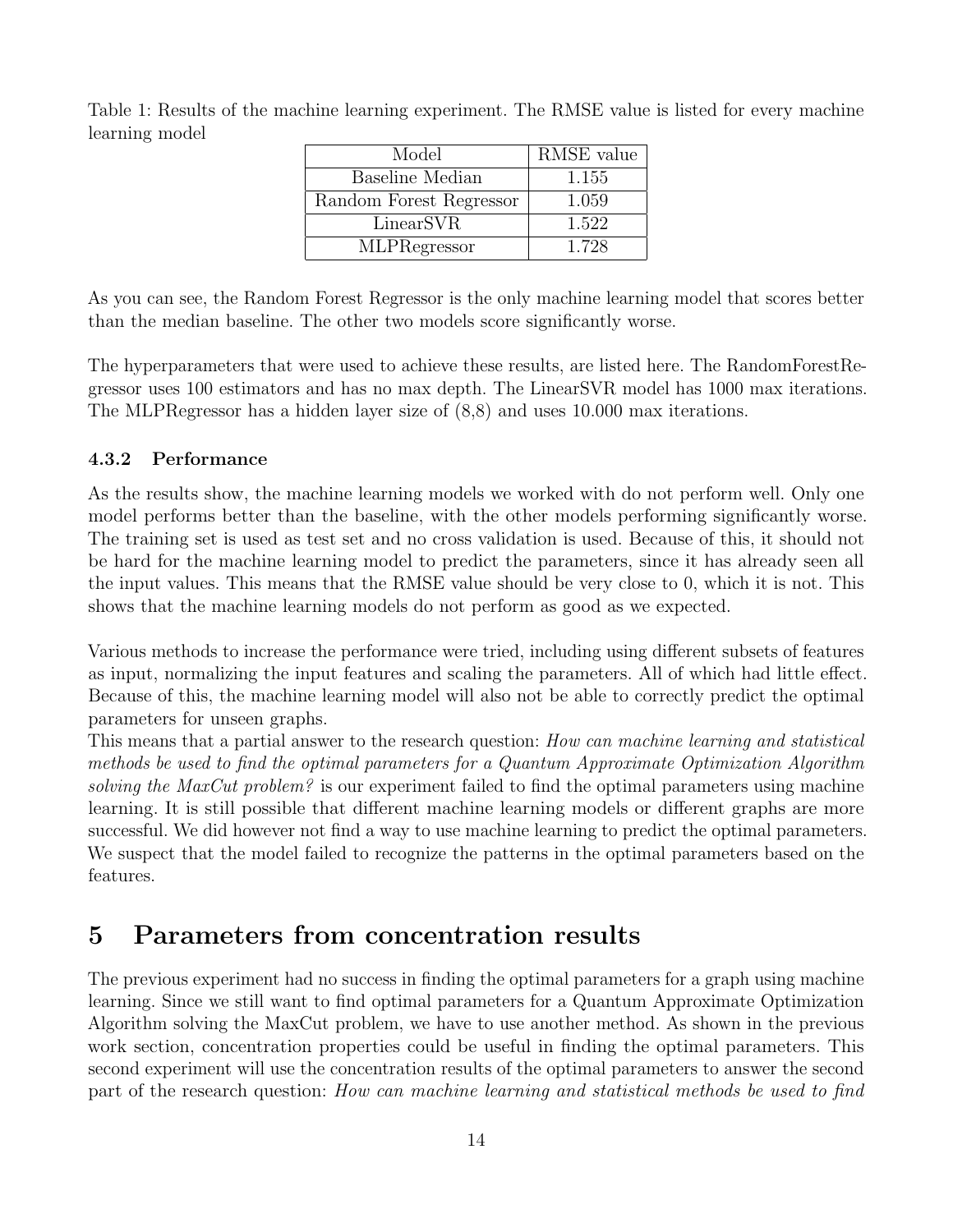Table 1: Results of the machine learning experiment. The RMSE value is listed for every machine learning model

| Model | RMSE value |
| --- | --- |
| Baseline Median | 1.155 |
| Random Forest Regressor | 1.059 |
| LinearSVR | 1.522 |
| MLPRegressor | 1.728 |

As you can see, the Random Forest Regressor is the only machine learning model that scores better than the median baseline. The other two models score significantly worse.

The hyperparameters that were used to achieve these results, are listed here. The RandomForestRegressor uses 100 estimators and has no max depth. The LinearSVR model has 1000 max iterations. The MLPRegressor has a hidden layer size of (8,8) and uses 10.000 max iterations.

### 4.3.2 Performance

As the results show, the machine learning models we worked with do not perform well. Only one model performs better than the baseline, with the other models performing significantly worse. The training set is used as test set and no cross validation is used. Because of this, it should not be hard for the machine learning model to predict the parameters, since it has already seen all the input values. This means that the RMSE value should be very close to 0, which it is not. This shows that the machine learning models do not perform as good as we expected.

Various methods to increase the performance were tried, including using different subsets of features as input, normalizing the input features and scaling the parameters. All of which had little effect. Because of this, the machine learning model will also not be able to correctly predict the optimal parameters for unseen graphs.
This means that a partial answer to the research question: *How can machine learning and statistical methods be used to find the optimal parameters for a Quantum Approximate Optimization Algorithm solving the MaxCut problem?* is our experiment failed to find the optimal parameters using machine learning. It is still possible that different machine learning models or different graphs are more successful. We did however not find a way to use machine learning to predict the optimal parameters. We suspect that the model failed to recognize the patterns in the optimal parameters based on the features.

## 5 Parameters from concentration results

The previous experiment had no success in finding the optimal parameters for a graph using machine learning. Since we still want to find optimal parameters for a Quantum Approximate Optimization Algorithm solving the MaxCut problem, we have to use another method. As shown in the previous work section, concentration properties could be useful in finding the optimal parameters. This second experiment will use the concentration results of the optimal parameters to answer the second part of the research question: *How can machine learning and statistical methods be used to find*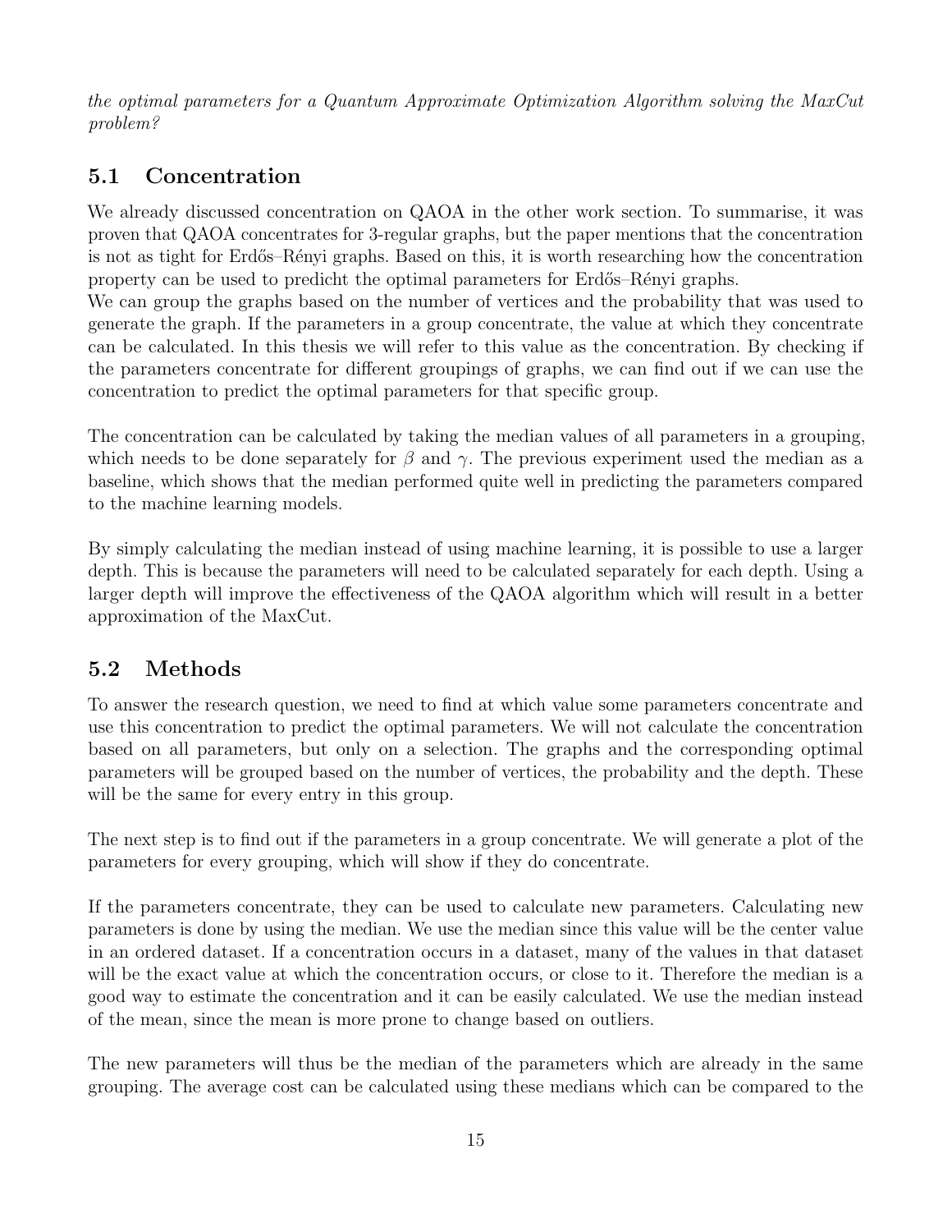*the optimal parameters for a Quantum Approximate Optimization Algorithm solving the MaxCut problem?*

## 5.1 Concentration

We already discussed concentration on QAOA in the other work section. To summarise, it was proven that QAOA concentrates for 3-regular graphs, but the paper mentions that the concentration is not as tight for Erdős–Rényi graphs. Based on this, it is worth researching how the concentration property can be used to predicht the optimal parameters for Erdős–Rényi graphs.
We can group the graphs based on the number of vertices and the probability that was used to generate the graph. If the parameters in a group concentrate, the value at which they concentrate can be calculated. In this thesis we will refer to this value as the concentration. By checking if the parameters concentrate for different groupings of graphs, we can find out if we can use the concentration to predict the optimal parameters for that specific group.

The concentration can be calculated by taking the median values of all parameters in a grouping, which needs to be done separately for $\beta$ and $\gamma$. The previous experiment used the median as a baseline, which shows that the median performed quite well in predicting the parameters compared to the machine learning models.

By simply calculating the median instead of using machine learning, it is possible to use a larger depth. This is because the parameters will need to be calculated separately for each depth. Using a larger depth will improve the effectiveness of the QAOA algorithm which will result in a better approximation of the MaxCut.

## 5.2 Methods

To answer the research question, we need to find at which value some parameters concentrate and use this concentration to predict the optimal parameters. We will not calculate the concentration based on all parameters, but only on a selection. The graphs and the corresponding optimal parameters will be grouped based on the number of vertices, the probability and the depth. These will be the same for every entry in this group.

The next step is to find out if the parameters in a group concentrate. We will generate a plot of the parameters for every grouping, which will show if they do concentrate.

If the parameters concentrate, they can be used to calculate new parameters. Calculating new parameters is done by using the median. We use the median since this value will be the center value in an ordered dataset. If a concentration occurs in a dataset, many of the values in that dataset will be the exact value at which the concentration occurs, or close to it. Therefore the median is a good way to estimate the concentration and it can be easily calculated. We use the median instead of the mean, since the mean is more prone to change based on outliers.

The new parameters will thus be the median of the parameters which are already in the same grouping. The average cost can be calculated using these medians which can be compared to the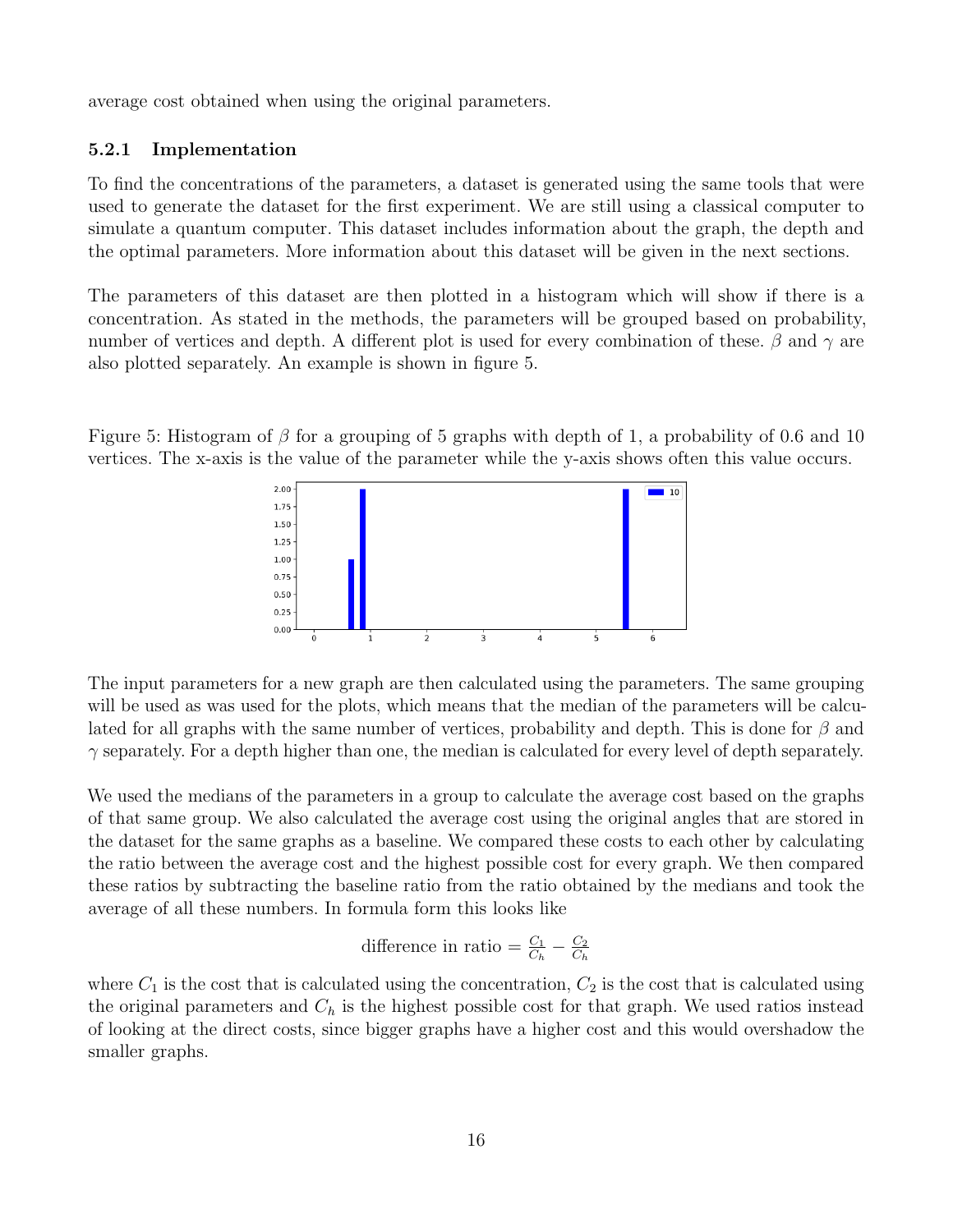average cost obtained when using the original parameters.

### 5.2.1 Implementation

To find the concentrations of the parameters, a dataset is generated using the same tools that were used to generate the dataset for the first experiment. We are still using a classical computer to simulate a quantum computer. This dataset includes information about the graph, the depth and the optimal parameters. More information about this dataset will be given in the next sections.

The parameters of this dataset are then plotted in a histogram which will show if there is a concentration. As stated in the methods, the parameters will be grouped based on probability, number of vertices and depth. A different plot is used for every combination of these. $\beta$ and $\gamma$ are also plotted separately. An example is shown in figure 5.

Figure 5: Histogram of $\beta$ for a grouping of 5 graphs with depth of 1, a probability of 0.6 and 10 vertices. The x-axis is the value of the parameter while the y-axis shows often this value occurs.

The input parameters for a new graph are then calculated using the parameters. The same grouping will be used as was used for the plots, which means that the median of the parameters will be calculated for all graphs with the same number of vertices, probability and depth. This is done for $\beta$ and $\gamma$ separately. For a depth higher than one, the median is calculated for every level of depth separately.

We used the medians of the parameters in a group to calculate the average cost based on the graphs of that same group. We also calculated the average cost using the original angles that are stored in the dataset for the same graphs as a baseline. We compared these costs to each other by calculating the ratio between the average cost and the highest possible cost for every graph. We then compared these ratios by subtracting the baseline ratio from the ratio obtained by the medians and took the average of all these numbers. In formula form this looks like

$$\text{difference in ratio} = \frac{C_1}{C_h} - \frac{C_2}{C_h}$$

where $C_1$ is the cost that is calculated using the concentration, $C_2$ is the cost that is calculated using the original parameters and $C_h$ is the highest possible cost for that graph. We used ratios instead of looking at the direct costs, since bigger graphs have a higher cost and this would overshadow the smaller graphs.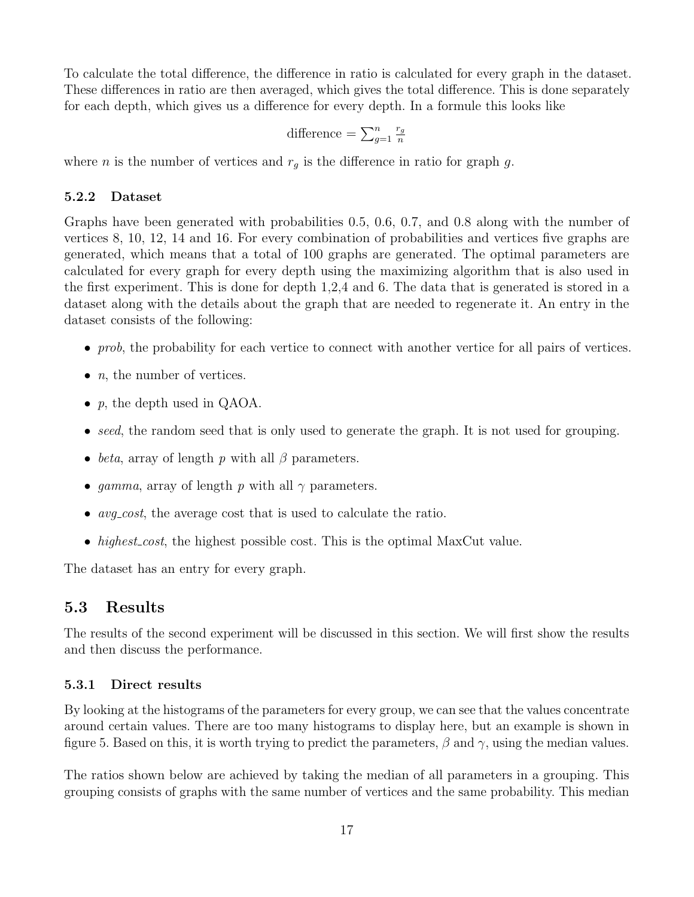To calculate the total difference, the difference in ratio is calculated for every graph in the dataset. These differences in ratio are then averaged, which gives the total difference. This is done separately for each depth, which gives us a difference for every depth. In a formule this looks like

$$\text{difference} = \sum_{g=1}^{n} \frac{r_g}{n}$$

where $n$ is the number of vertices and $r_g$ is the difference in ratio for graph $g$.

#### 5.2.2 Dataset

Graphs have been generated with probabilities 0.5, 0.6, 0.7, and 0.8 along with the number of vertices 8, 10, 12, 14 and 16. For every combination of probabilities and vertices five graphs are generated, which means that a total of 100 graphs are generated. The optimal parameters are calculated for every graph for every depth using the maximizing algorithm that is also used in the first experiment. This is done for depth 1,2,4 and 6. The data that is generated is stored in a dataset along with the details about the graph that are needed to regenerate it. An entry in the dataset consists of the following:

- *prob*, the probability for each vertice to connect with another vertice for all pairs of vertices.
- $n$, the number of vertices.
- $p$, the depth used in QAOA.
- *seed*, the random seed that is only used to generate the graph. It is not used for grouping.
- *beta*, array of length $p$ with all $\beta$ parameters.
- *gamma*, array of length $p$ with all $\gamma$ parameters.
- *avg_cost*, the average cost that is used to calculate the ratio.
- *highest_cost*, the highest possible cost. This is the optimal MaxCut value.

The dataset has an entry for every graph.

### 5.3 Results

The results of the second experiment will be discussed in this section. We will first show the results and then discuss the performance.

#### 5.3.1 Direct results

By looking at the histograms of the parameters for every group, we can see that the values concentrate around certain values. There are too many histograms to display here, but an example is shown in figure 5. Based on this, it is worth trying to predict the parameters, $\beta$ and $\gamma$, using the median values.

The ratios shown below are achieved by taking the median of all parameters in a grouping. This grouping consists of graphs with the same number of vertices and the same probability. This median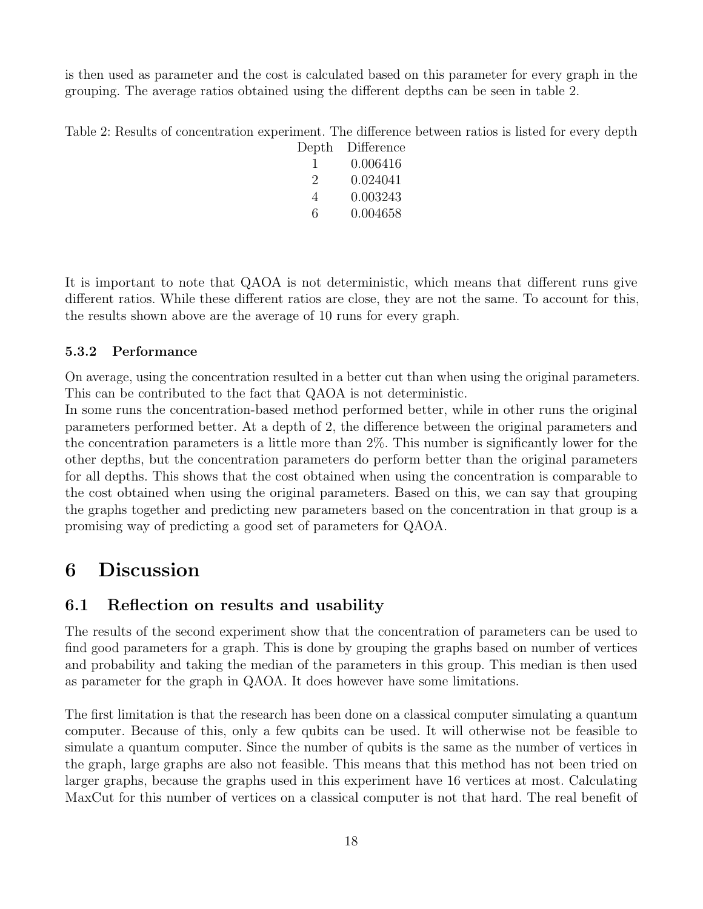is then used as parameter and the cost is calculated based on this parameter for every graph in the grouping. The average ratios obtained using the different depths can be seen in table 2.

Table 2: Results of concentration experiment. The difference between ratios is listed for every depth

| Depth | Difference |
|---|---|
| 1 | 0.006416 |
| 2 | 0.024041 |
| 4 | 0.003243 |
| 6 | 0.004658 |

It is important to note that QAOA is not deterministic, which means that different runs give different ratios. While these different ratios are close, they are not the same. To account for this, the results shown above are the average of 10 runs for every graph.

#### 5.3.2 Performance

On average, using the concentration resulted in a better cut than when using the original parameters. This can be contributed to the fact that QAOA is not deterministic.
In some runs the concentration-based method performed better, while in other runs the original parameters performed better. At a depth of 2, the difference between the original parameters and the concentration parameters is a little more than 2%. This number is significantly lower for the other depths, but the concentration parameters do perform better than the original parameters for all depths. This shows that the cost obtained when using the concentration is comparable to the cost obtained when using the original parameters. Based on this, we can say that grouping the graphs together and predicting new parameters based on the concentration in that group is a promising way of predicting a good set of parameters for QAOA.

# 6 Discussion

## 6.1 Reflection on results and usability

The results of the second experiment show that the concentration of parameters can be used to find good parameters for a graph. This is done by grouping the graphs based on number of vertices and probability and taking the median of the parameters in this group. This median is then used as parameter for the graph in QAOA. It does however have some limitations.

The first limitation is that the research has been done on a classical computer simulating a quantum computer. Because of this, only a few qubits can be used. It will otherwise not be feasible to simulate a quantum computer. Since the number of qubits is the same as the number of vertices in the graph, large graphs are also not feasible. This means that this method has not been tried on larger graphs, because the graphs used in this experiment have 16 vertices at most. Calculating MaxCut for this number of vertices on a classical computer is not that hard. The real benefit of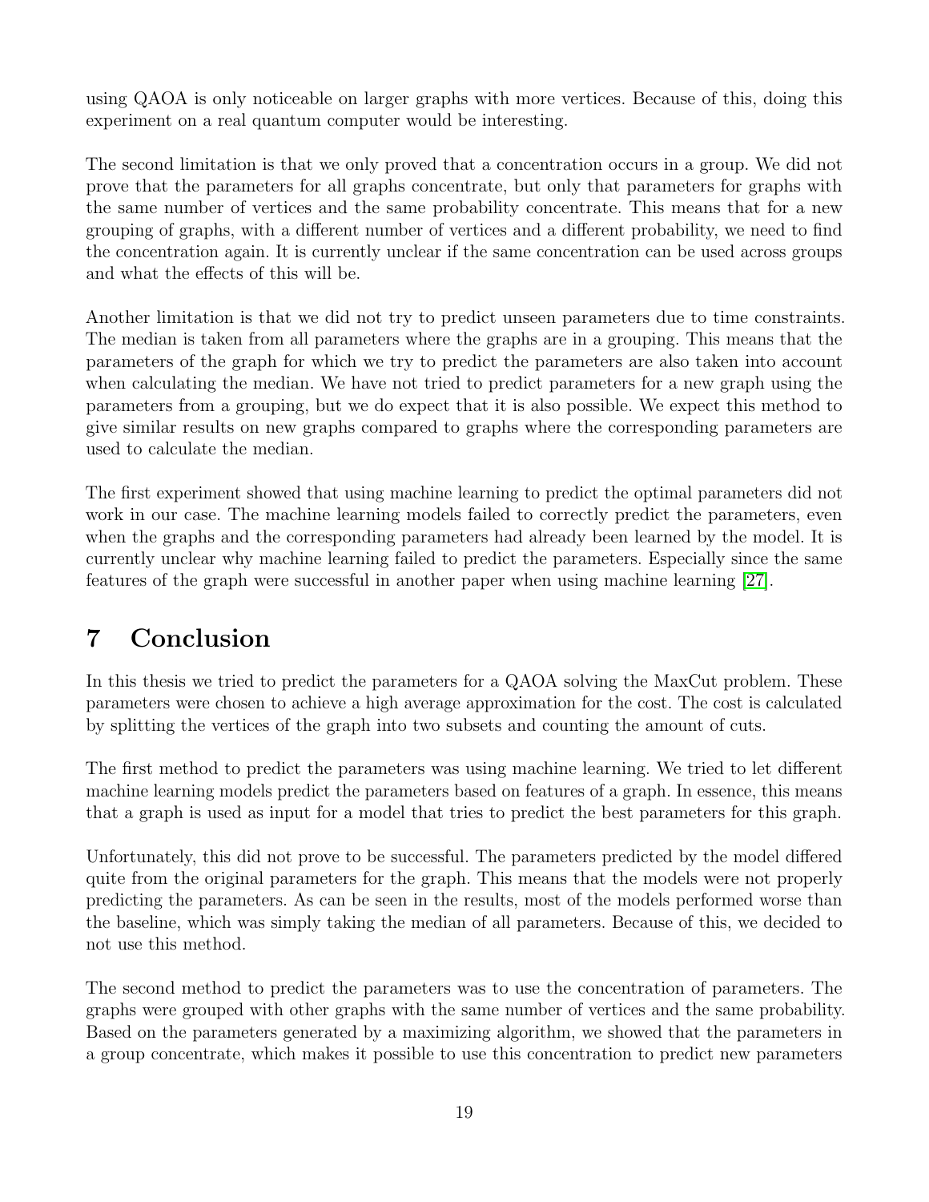using QAOA is only noticeable on larger graphs with more vertices. Because of this, doing this experiment on a real quantum computer would be interesting.

The second limitation is that we only proved that a concentration occurs in a group. We did not prove that the parameters for all graphs concentrate, but only that parameters for graphs with the same number of vertices and the same probability concentrate. This means that for a new grouping of graphs, with a different number of vertices and a different probability, we need to find the concentration again. It is currently unclear if the same concentration can be used across groups and what the effects of this will be.

Another limitation is that we did not try to predict unseen parameters due to time constraints. The median is taken from all parameters where the graphs are in a grouping. This means that the parameters of the graph for which we try to predict the parameters are also taken into account when calculating the median. We have not tried to predict parameters for a new graph using the parameters from a grouping, but we do expect that it is also possible. We expect this method to give similar results on new graphs compared to graphs where the corresponding parameters are used to calculate the median.

The first experiment showed that using machine learning to predict the optimal parameters did not work in our case. The machine learning models failed to correctly predict the parameters, even when the graphs and the corresponding parameters had already been learned by the model. It is currently unclear why machine learning failed to predict the parameters. Especially since the same features of the graph were successful in another paper when using machine learning [27].

# 7 Conclusion

In this thesis we tried to predict the parameters for a QAOA solving the MaxCut problem. These parameters were chosen to achieve a high average approximation for the cost. The cost is calculated by splitting the vertices of the graph into two subsets and counting the amount of cuts.

The first method to predict the parameters was using machine learning. We tried to let different machine learning models predict the parameters based on features of a graph. In essence, this means that a graph is used as input for a model that tries to predict the best parameters for this graph.

Unfortunately, this did not prove to be successful. The parameters predicted by the model differed quite from the original parameters for the graph. This means that the models were not properly predicting the parameters. As can be seen in the results, most of the models performed worse than the baseline, which was simply taking the median of all parameters. Because of this, we decided to not use this method.

The second method to predict the parameters was to use the concentration of parameters. The graphs were grouped with other graphs with the same number of vertices and the same probability. Based on the parameters generated by a maximizing algorithm, we showed that the parameters in a group concentrate, which makes it possible to use this concentration to predict new parameters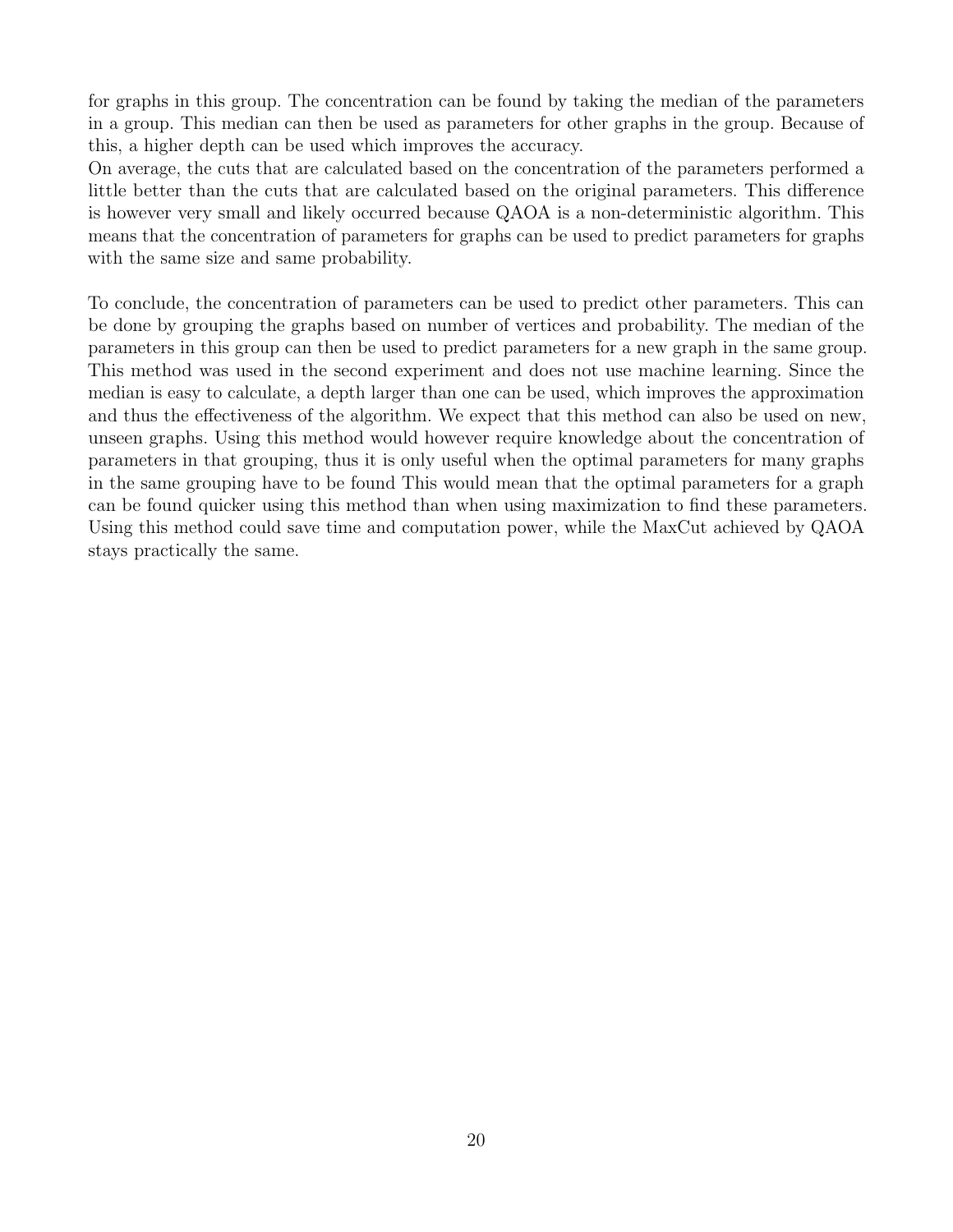for graphs in this group. The concentration can be found by taking the median of the parameters in a group. This median can then be used as parameters for other graphs in the group. Because of this, a higher depth can be used which improves the accuracy.
On average, the cuts that are calculated based on the concentration of the parameters performed a little better than the cuts that are calculated based on the original parameters. This difference is however very small and likely occurred because QAOA is a non-deterministic algorithm. This means that the concentration of parameters for graphs can be used to predict parameters for graphs with the same size and same probability.

To conclude, the concentration of parameters can be used to predict other parameters. This can be done by grouping the graphs based on number of vertices and probability. The median of the parameters in this group can then be used to predict parameters for a new graph in the same group. This method was used in the second experiment and does not use machine learning. Since the median is easy to calculate, a depth larger than one can be used, which improves the approximation and thus the effectiveness of the algorithm. We expect that this method can also be used on new, unseen graphs. Using this method would however require knowledge about the concentration of parameters in that grouping, thus it is only useful when the optimal parameters for many graphs in the same grouping have to be found This would mean that the optimal parameters for a graph can be found quicker using this method than when using maximization to find these parameters. Using this method could save time and computation power, while the MaxCut achieved by QAOA stays practically the same.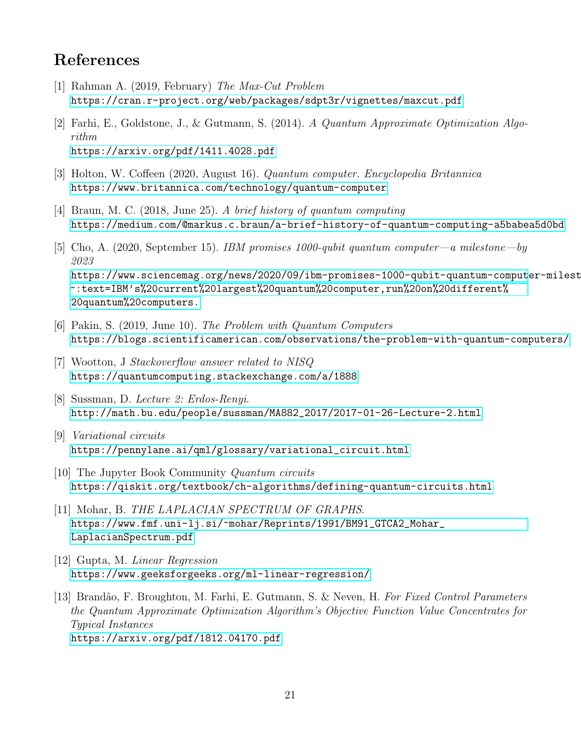# References

[1] Rahman A. (2019, February) *The Max-Cut Problem*
https://cran.r-project.org/web/packages/sdpt3r/vignettes/maxcut.pdf

[2] Farhi, E., Goldstone, J., & Gutmann, S. (2014). *A Quantum Approximate Optimization Algorithm*
https://arxiv.org/pdf/1411.4028.pdf

[3] Holton, W. Coffeen (2020, August 16). *Quantum computer. Encyclopedia Britannica*
https://www.britannica.com/technology/quantum-computer

[4] Braun, M. C. (2018, June 25). *A brief history of quantum computing*
https://medium.com/@markus.c.braun/a-brief-history-of-quantum-computing-a5babea5d0bd

[5] Cho, A. (2020, September 15). *IBM promises 1000-qubit quantum computer—a milestone—by 2023*
https://www.sciencemag.org/news/2020/09/ibm-promises-1000-qubit-quantum-computer-milest
~:text=IBM's%20current%20largest%20quantum%20computer,run%20on%20different%20quantum%20computers.

[6] Pakin, S. (2019, June 10). *The Problem with Quantum Computers*
https://blogs.scientificamerican.com/observations/the-problem-with-quantum-computers/

[7] Wootton, J *Stackoverflow answer related to NISQ*
https://quantumcomputing.stackexchange.com/a/1888

[8] Sussman, D. *Lecture 2: Erdos-Renyi*.
http://math.bu.edu/people/sussman/MA882_2017/2017-01-26-Lecture-2.html

[9] *Variational circuits*
https://pennylane.ai/qml/glossary/variational_circuit.html

[10] The Jupyter Book Community *Quantum circuits*
https://qiskit.org/textbook/ch-algorithms/defining-quantum-circuits.html

[11] Mohar, B. *THE LAPLACIAN SPECTRUM OF GRAPHS*.
https://www.fmf.uni-lj.si/~mohar/Reprints/1991/BM91_GTCA2_Mohar_LaplacianSpectrum.pdf

[12] Gupta, M. *Linear Regression*
https://www.geeksforgeeks.org/ml-linear-regression/

[13] Brandão, F. Broughton, M. Farhi, E. Gutmann, S. & Neven, H. *For Fixed Control Parameters the Quantum Approximate Optimization Algorithm's Objective Function Value Concentrates for Typical Instances*
https://arxiv.org/pdf/1812.04170.pdf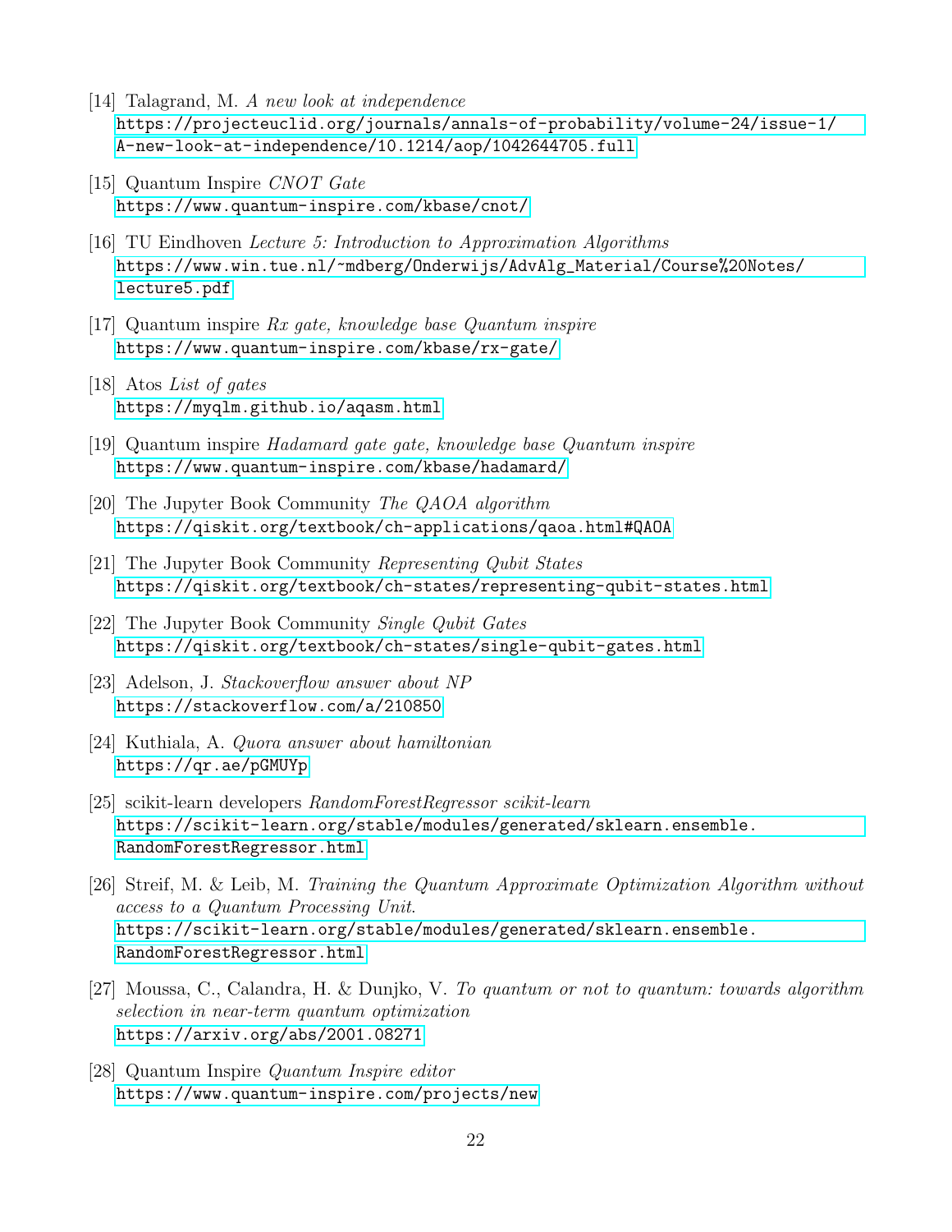[14] Talagrand, M. *A new look at independence*
https://projecteuclid.org/journals/annals-of-probability/volume-24/issue-1/A-new-look-at-independence/10.1214/aop/1042644705.full

[15] Quantum Inspire *CNOT Gate*
https://www.quantum-inspire.com/kbase/cnot/

[16] TU Eindhoven *Lecture 5: Introduction to Approximation Algorithms*
https://www.win.tue.nl/~mdberg/Onderwijs/AdvAlg_Material/Course%20Notes/lecture5.pdf

[17] Quantum inspire *Rx gate, knowledge base Quantum inspire*
https://www.quantum-inspire.com/kbase/rx-gate/

[18] Atos *List of gates*
https://myqlm.github.io/aqasm.html

[19] Quantum inspire *Hadamard gate gate, knowledge base Quantum inspire*
https://www.quantum-inspire.com/kbase/hadamard/

[20] The Jupyter Book Community *The QAOA algorithm*
https://qiskit.org/textbook/ch-applications/qaoa.html#QAOA

[21] The Jupyter Book Community *Representing Qubit States*
https://qiskit.org/textbook/ch-states/representing-qubit-states.html

[22] The Jupyter Book Community *Single Qubit Gates*
https://qiskit.org/textbook/ch-states/single-qubit-gates.html

[23] Adelson, J. *Stackoverflow answer about NP*
https://stackoverflow.com/a/210850

[24] Kuthiala, A. *Quora answer about hamiltonian*
https://qr.ae/pGMUYp

[25] scikit-learn developers *RandomForestRegressor scikit-learn*
https://scikit-learn.org/stable/modules/generated/sklearn.ensemble.RandomForestRegressor.html

[26] Streif, M. & Leib, M. *Training the Quantum Approximate Optimization Algorithm without access to a Quantum Processing Unit.*
https://scikit-learn.org/stable/modules/generated/sklearn.ensemble.RandomForestRegressor.html

[27] Moussa, C., Calandra, H. & Dunjko, V. *To quantum or not to quantum: towards algorithm selection in near-term quantum optimization*
https://arxiv.org/abs/2001.08271

[28] Quantum Inspire *Quantum Inspire editor*
https://www.quantum-inspire.com/projects/new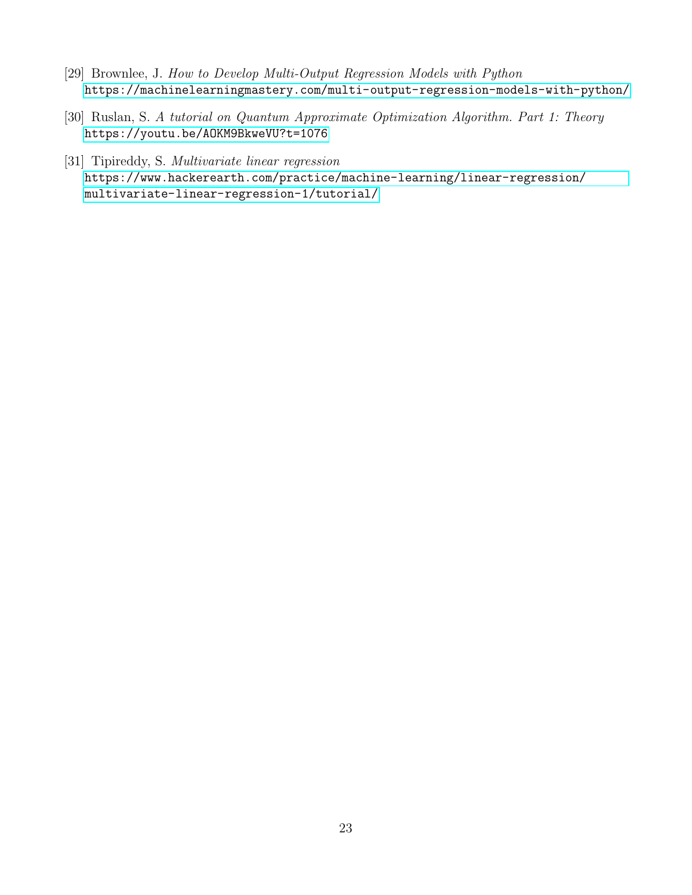[29] Brownlee, J. *How to Develop Multi-Output Regression Models with Python*
https://machinelearningmastery.com/multi-output-regression-models-with-python/

[30] Ruslan, S. *A tutorial on Quantum Approximate Optimization Algorithm. Part 1: Theory*
https://youtu.be/AOKM9BkweVU?t=1076

[31] Tipireddy, S. *Multivariate linear regression*
https://www.hackerearth.com/practice/machine-learning/linear-regression/multivariate-linear-regression-1/tutorial/